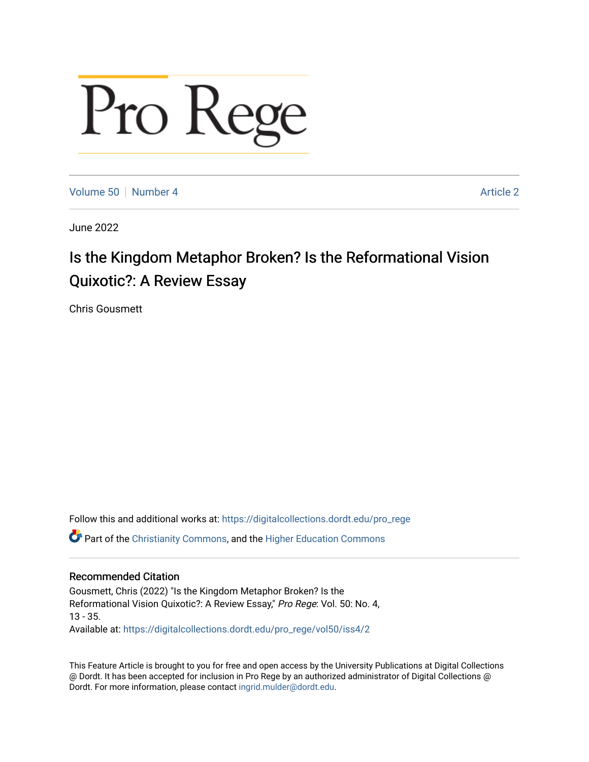# Pro Rege

Volume 50 | Number 4 | Article 2

June 2022

## Is the Kingdom Metaphor Broken? Is the Reformational Vision Quixotic?: A Review Essay

Chris Gousmett

Follow this and additional works at: https://digitalcollections.dordt.edu/pro_rege

Part of the Christianity Commons, and the Higher Education Commons

### Recommended Citation

Gousmett, Chris (2022) "Is the Kingdom Metaphor Broken? Is the Reformational Vision Quixotic?: A Review Essay," *Pro Rege*: Vol. 50: No. 4, 13 - 35.

Available at: https://digitalcollections.dordt.edu/pro_rege/vol50/iss4/2

This Feature Article is brought to you for free and open access by the University Publications at Digital Collections @ Dordt. It has been accepted for inclusion in Pro Rege by an authorized administrator of Digital Collections @ Dordt. For more information, please contact ingrid.mulder@dordt.edu.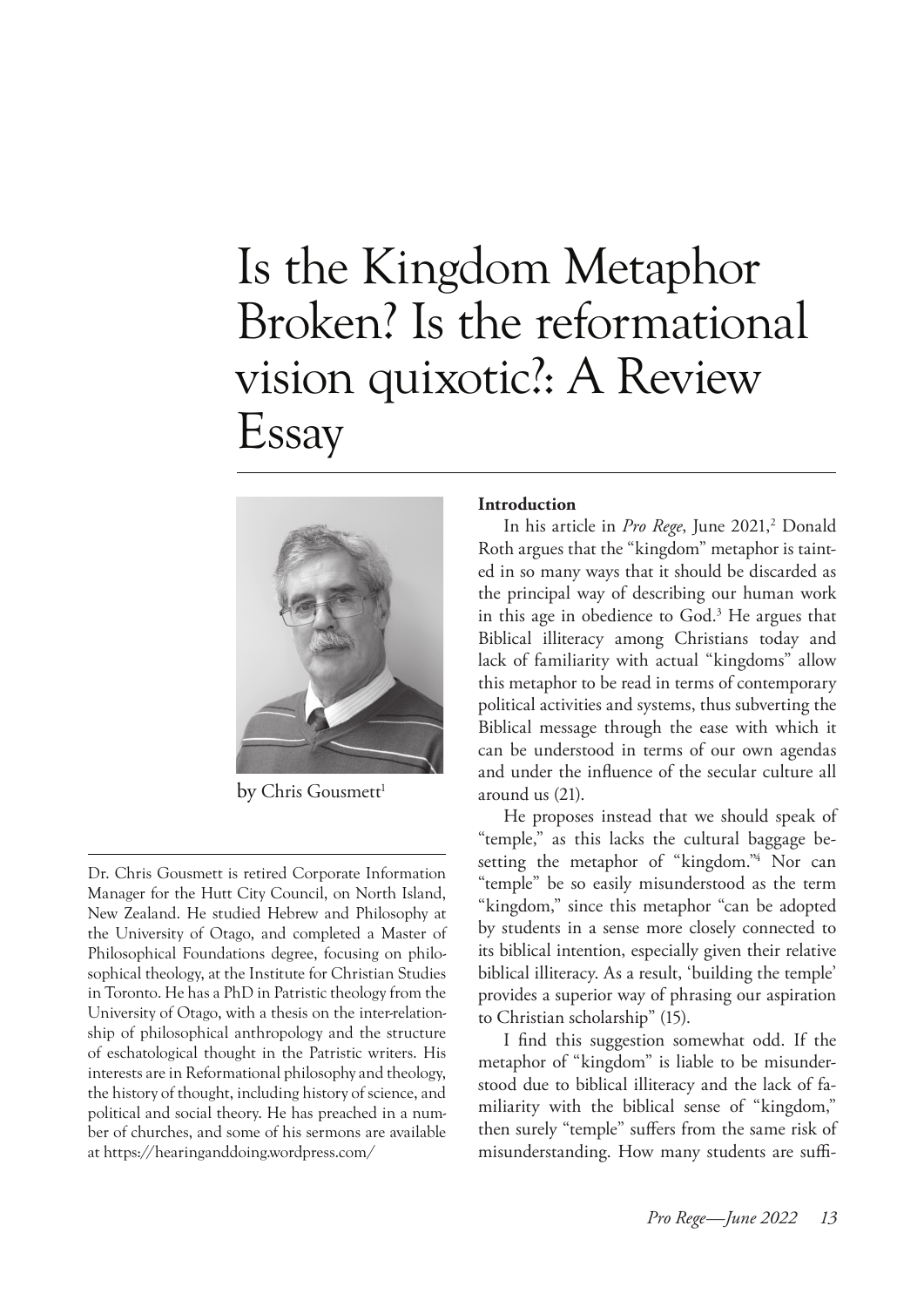# Is the Kingdom Metaphor Broken? Is the reformational vision quixotic?: A Review Essay

by Chris Gousmett[1]

Dr. Chris Gousmett is retired Corporate Information Manager for the Hutt City Council, on North Island, New Zealand. He studied Hebrew and Philosophy at the University of Otago, and completed a Master of Philosophical Foundations degree, focusing on philosophical theology, at the Institute for Christian Studies in Toronto. He has a PhD in Patristic theology from the University of Otago, with a thesis on the inter-relationship of philosophical anthropology and the structure of eschatological thought in the Patristic writers. His interests are in Reformational philosophy and theology, the history of thought, including history of science, and political and social theory. He has preached in a number of churches, and some of his sermons are available at https://hearinganddoing.wordpress.com/

**Introduction**

In his article in *Pro Rege*, June 2021,[2] Donald Roth argues that the "kingdom" metaphor is tainted in so many ways that it should be discarded as the principal way of describing our human work in this age in obedience to God.[3] He argues that Biblical illiteracy among Christians today and lack of familiarity with actual "kingdoms" allow this metaphor to be read in terms of contemporary political activities and systems, thus subverting the Biblical message through the ease with which it can be understood in terms of our own agendas and under the influence of the secular culture all around us (21).

He proposes instead that we should speak of "temple," as this lacks the cultural baggage besetting the metaphor of "kingdom."[4] Nor can "temple" be so easily misunderstood as the term "kingdom," since this metaphor "can be adopted by students in a sense more closely connected to its biblical intention, especially given their relative biblical illiteracy. As a result, 'building the temple' provides a superior way of phrasing our aspiration to Christian scholarship" (15).

I find this suggestion somewhat odd. If the metaphor of "kingdom" is liable to be misunderstood due to biblical illiteracy and the lack of familiarity with the biblical sense of "kingdom," then surely "temple" suffers from the same risk of misunderstanding. How many students are suffi-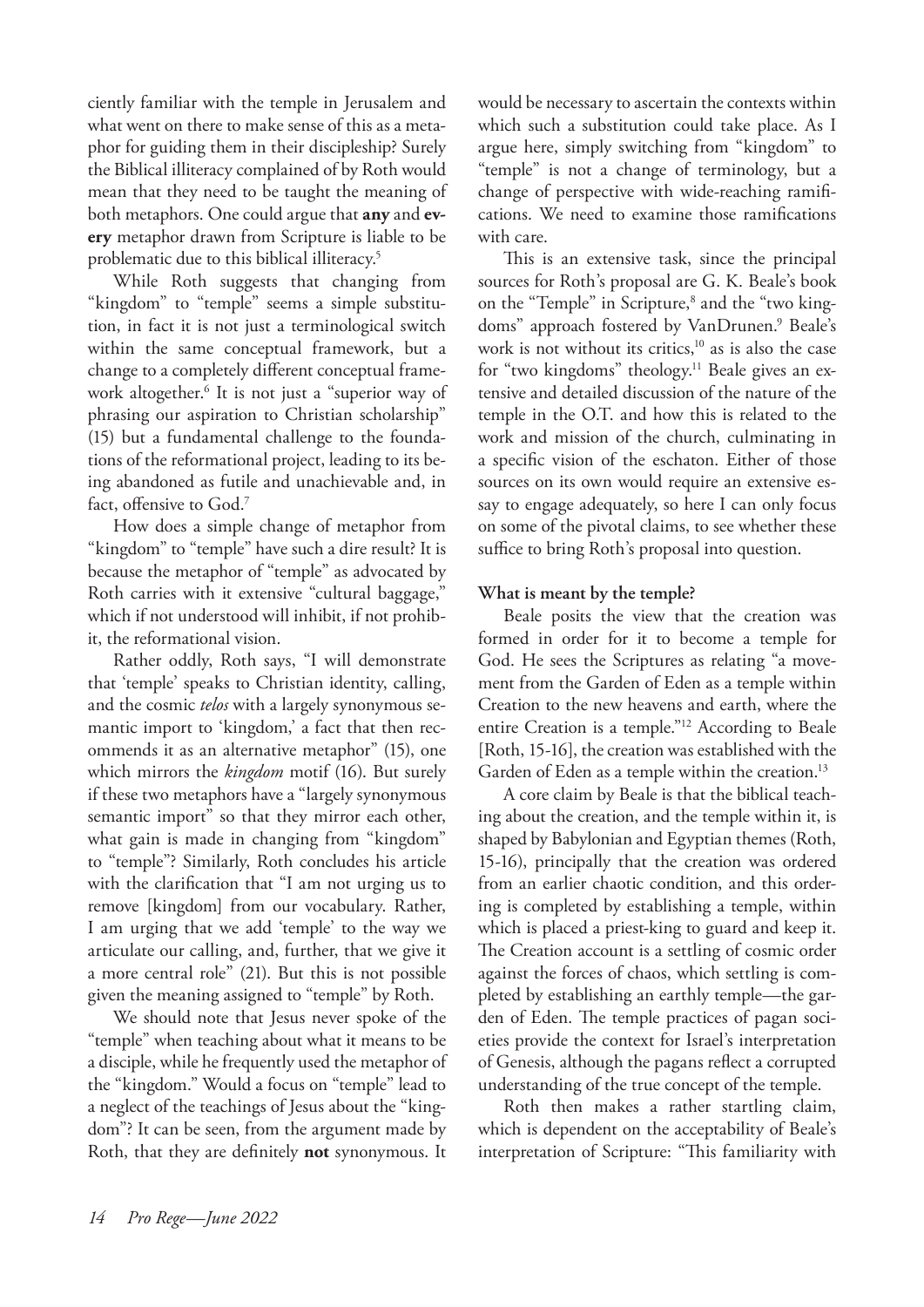ciently familiar with the temple in Jerusalem and what went on there to make sense of this as a metaphor for guiding them in their discipleship? Surely the Biblical illiteracy complained of by Roth would mean that they need to be taught the meaning of both metaphors. One could argue that **any** and **every** metaphor drawn from Scripture is liable to be problematic due to this biblical illiteracy.[5]

While Roth suggests that changing from "kingdom" to "temple" seems a simple substitution, in fact it is not just a terminological switch within the same conceptual framework, but a change to a completely different conceptual framework altogether.[6] It is not just a "superior way of phrasing our aspiration to Christian scholarship" (15) but a fundamental challenge to the foundations of the reformational project, leading to its being abandoned as futile and unachievable and, in fact, offensive to God.[7]

How does a simple change of metaphor from "kingdom" to "temple" have such a dire result? It is because the metaphor of "temple" as advocated by Roth carries with it extensive "cultural baggage," which if not understood will inhibit, if not prohibit, the reformational vision.

Rather oddly, Roth says, "I will demonstrate that 'temple' speaks to Christian identity, calling, and the cosmic *telos* with a largely synonymous semantic import to 'kingdom,' a fact that then recommends it as an alternative metaphor" (15), one which mirrors the *kingdom* motif (16). But surely if these two metaphors have a "largely synonymous semantic import" so that they mirror each other, what gain is made in changing from "kingdom" to "temple"? Similarly, Roth concludes his article with the clarification that "I am not urging us to remove [kingdom] from our vocabulary. Rather, I am urging that we add 'temple' to the way we articulate our calling, and, further, that we give it a more central role" (21). But this is not possible given the meaning assigned to "temple" by Roth.

We should note that Jesus never spoke of the "temple" when teaching about what it means to be a disciple, while he frequently used the metaphor of the "kingdom." Would a focus on "temple" lead to a neglect of the teachings of Jesus about the "kingdom"? It can be seen, from the argument made by Roth, that they are definitely **not** synonymous. It would be necessary to ascertain the contexts within which such a substitution could take place. As I argue here, simply switching from "kingdom" to "temple" is not a change of terminology, but a change of perspective with wide-reaching ramifications. We need to examine those ramifications with care.

This is an extensive task, since the principal sources for Roth's proposal are G. K. Beale's book on the "Temple" in Scripture,[8] and the "two kingdoms" approach fostered by VanDrunen.[9] Beale's work is not without its critics,[10] as is also the case for "two kingdoms" theology.[11] Beale gives an extensive and detailed discussion of the nature of the temple in the O.T. and how this is related to the work and mission of the church, culminating in a specific vision of the eschaton. Either of those sources on its own would require an extensive essay to engage adequately, so here I can only focus on some of the pivotal claims, to see whether these suffice to bring Roth's proposal into question.

**What is meant by the temple?**

Beale posits the view that the creation was formed in order for it to become a temple for God. He sees the Scriptures as relating "a movement from the Garden of Eden as a temple within Creation to the new heavens and earth, where the entire Creation is a temple."[12] According to Beale [Roth, 15-16], the creation was established with the Garden of Eden as a temple within the creation.[13]

A core claim by Beale is that the biblical teaching about the creation, and the temple within it, is shaped by Babylonian and Egyptian themes (Roth, 15-16), principally that the creation was ordered from an earlier chaotic condition, and this ordering is completed by establishing a temple, within which is placed a priest-king to guard and keep it. The Creation account is a settling of cosmic order against the forces of chaos, which settling is completed by establishing an earthly temple—the garden of Eden. The temple practices of pagan societies provide the context for Israel's interpretation of Genesis, although the pagans reflect a corrupted understanding of the true concept of the temple.

Roth then makes a rather startling claim, which is dependent on the acceptability of Beale's interpretation of Scripture: "This familiarity with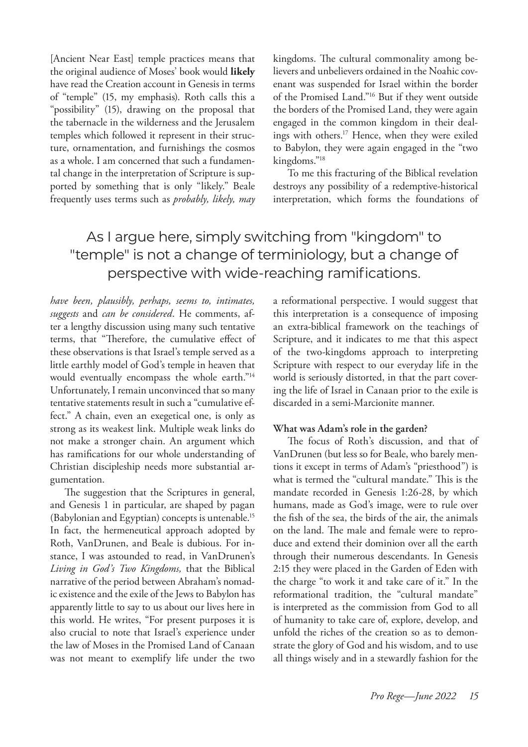[Ancient Near East] temple practices means that the original audience of Moses' book would **likely** have read the Creation account in Genesis in terms of "temple" (15, my emphasis). Roth calls this a "possibility" (15), drawing on the proposal that the tabernacle in the wilderness and the Jerusalem temples which followed it represent in their structure, ornamentation, and furnishings the cosmos as a whole. I am concerned that such a fundamental change in the interpretation of Scripture is supported by something that is only "likely." Beale frequently uses terms such as *probably, likely, may have been, plausibly, perhaps, seems to, intimates, suggests* and *can be considered*. He comments, after a lengthy discussion using many such tentative terms, that "Therefore, the cumulative effect of these observations is that Israel's temple served as a little earthly model of God's temple in heaven that would eventually encompass the whole earth."[14] Unfortunately, I remain unconvinced that so many tentative statements result in such a "cumulative effect." A chain, even an exegetical one, is only as strong as its weakest link. Multiple weak links do not make a stronger chain. An argument which has ramifications for our whole understanding of Christian discipleship needs more substantial argumentation.

The suggestion that the Scriptures in general, and Genesis 1 in particular, are shaped by pagan (Babylonian and Egyptian) concepts is untenable.[15] In fact, the hermeneutical approach adopted by Roth, VanDrunen, and Beale is dubious. For instance, I was astounded to read, in VanDrunen's *Living in God's Two Kingdoms,* that the Biblical narrative of the period between Abraham's nomadic existence and the exile of the Jews to Babylon has apparently little to say to us about our lives here in this world. He writes, "For present purposes it is also crucial to note that Israel's experience under the law of Moses in the Promised Land of Canaan was not meant to exemplify life under the two kingdoms. The cultural commonality among believers and unbelievers ordained in the Noahic covenant was suspended for Israel within the border of the Promised Land."[16] But if they went outside the borders of the Promised Land, they were again engaged in the common kingdom in their dealings with others.[17] Hence, when they were exiled to Babylon, they were again engaged in the "two kingdoms."[18]

To me this fracturing of the Biblical revelation destroys any possibility of a redemptive-historical interpretation, which forms the foundations of a reformational perspective. I would suggest that this interpretation is a consequence of imposing an extra-biblical framework on the teachings of Scripture, and it indicates to me that this aspect of the two-kingdoms approach to interpreting Scripture with respect to our everyday life in the world is seriously distorted, in that the part covering the life of Israel in Canaan prior to the exile is discarded in a semi-Marcionite manner.

> As I argue here, simply switching from "kingdom" to "temple" is not a change of terminiology, but a change of perspective with wide-reaching ramifications.

**What was Adam's role in the garden?**

The focus of Roth's discussion, and that of VanDrunen (but less so for Beale, who barely mentions it except in terms of Adam's "priesthood") is what is termed the "cultural mandate." This is the mandate recorded in Genesis 1:26-28, by which humans, made as God's image, were to rule over the fish of the sea, the birds of the air, the animals on the land. The male and female were to reproduce and extend their dominion over all the earth through their numerous descendants. In Genesis 2:15 they were placed in the Garden of Eden with the charge "to work it and take care of it." In the reformational tradition, the "cultural mandate" is interpreted as the commission from God to all of humanity to take care of, explore, develop, and unfold the riches of the creation so as to demonstrate the glory of God and his wisdom, and to use all things wisely and in a stewardly fashion for the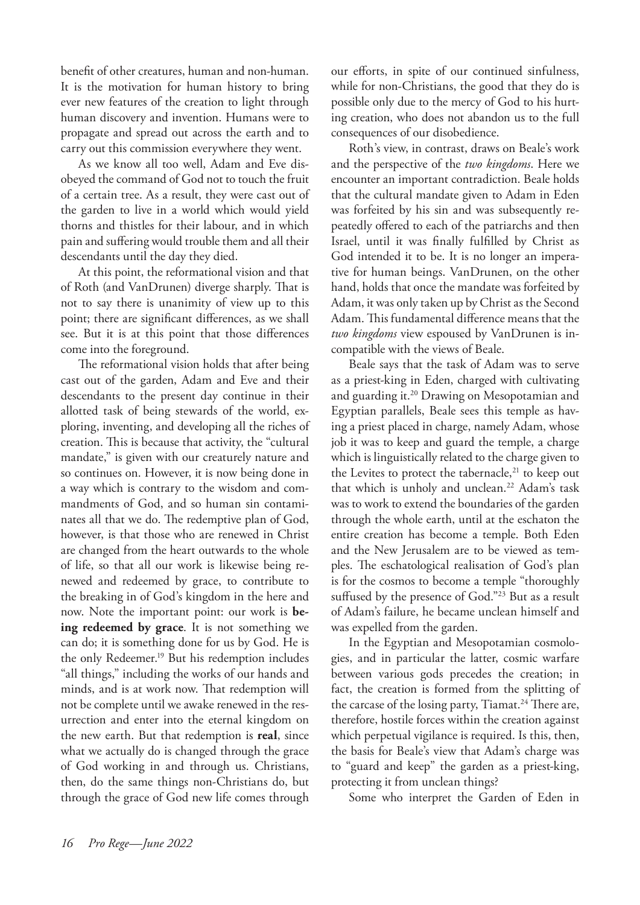benefit of other creatures, human and non-human. It is the motivation for human history to bring ever new features of the creation to light through human discovery and invention. Humans were to propagate and spread out across the earth and to carry out this commission everywhere they went.

As we know all too well, Adam and Eve disobeyed the command of God not to touch the fruit of a certain tree. As a result, they were cast out of the garden to live in a world which would yield thorns and thistles for their labour, and in which pain and suffering would trouble them and all their descendants until the day they died.

At this point, the reformational vision and that of Roth (and VanDrunen) diverge sharply. That is not to say there is unanimity of view up to this point; there are significant differences, as we shall see. But it is at this point that those differences come into the foreground.

The reformational vision holds that after being cast out of the garden, Adam and Eve and their descendants to the present day continue in their allotted task of being stewards of the world, exploring, inventing, and developing all the riches of creation. This is because that activity, the "cultural mandate," is given with our creaturely nature and so continues on. However, it is now being done in a way which is contrary to the wisdom and commandments of God, and so human sin contaminates all that we do. The redemptive plan of God, however, is that those who are renewed in Christ are changed from the heart outwards to the whole of life, so that all our work is likewise being renewed and redeemed by grace, to contribute to the breaking in of God's kingdom in the here and now. Note the important point: our work is **being redeemed by grace**. It is not something we can do; it is something done for us by God. He is the only Redeemer.[19] But his redemption includes "all things," including the works of our hands and minds, and is at work now. That redemption will not be complete until we awake renewed in the resurrection and enter into the eternal kingdom on the new earth. But that redemption is **real**, since what we actually do is changed through the grace of God working in and through us. Christians, then, do the same things non-Christians do, but through the grace of God new life comes through our efforts, in spite of our continued sinfulness, while for non-Christians, the good that they do is possible only due to the mercy of God to his hurting creation, who does not abandon us to the full consequences of our disobedience.

Roth's view, in contrast, draws on Beale's work and the perspective of the *two kingdoms*. Here we encounter an important contradiction. Beale holds that the cultural mandate given to Adam in Eden was forfeited by his sin and was subsequently repeatedly offered to each of the patriarchs and then Israel, until it was finally fulfilled by Christ as God intended it to be. It is no longer an imperative for human beings. VanDrunen, on the other hand, holds that once the mandate was forfeited by Adam, it was only taken up by Christ as the Second Adam. This fundamental difference means that the *two kingdoms* view espoused by VanDrunen is incompatible with the views of Beale.

Beale says that the task of Adam was to serve as a priest-king in Eden, charged with cultivating and guarding it.[20] Drawing on Mesopotamian and Egyptian parallels, Beale sees this temple as having a priest placed in charge, namely Adam, whose job it was to keep and guard the temple, a charge which is linguistically related to the charge given to the Levites to protect the tabernacle,[21] to keep out that which is unholy and unclean.[22] Adam's task was to work to extend the boundaries of the garden through the whole earth, until at the eschaton the entire creation has become a temple. Both Eden and the New Jerusalem are to be viewed as temples. The eschatological realisation of God's plan is for the cosmos to become a temple "thoroughly suffused by the presence of God."[23] But as a result of Adam's failure, he became unclean himself and was expelled from the garden.

In the Egyptian and Mesopotamian cosmologies, and in particular the latter, cosmic warfare between various gods precedes the creation; in fact, the creation is formed from the splitting of the carcase of the losing party, Tiamat.[24] There are, therefore, hostile forces within the creation against which perpetual vigilance is required. Is this, then, the basis for Beale's view that Adam's charge was to "guard and keep" the garden as a priest-king, protecting it from unclean things?

Some who interpret the Garden of Eden in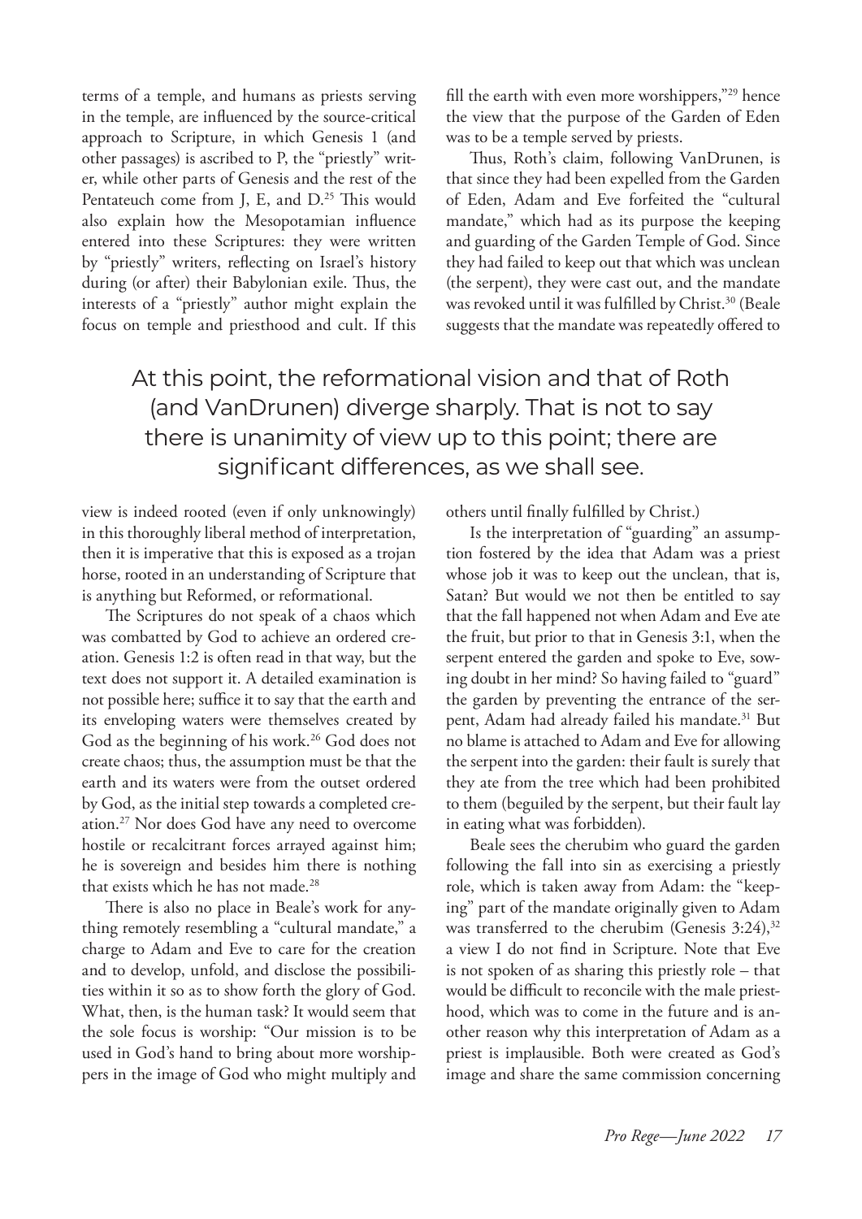terms of a temple, and humans as priests serving in the temple, are influenced by the source-critical approach to Scripture, in which Genesis 1 (and other passages) is ascribed to P, the "priestly" writer, while other parts of Genesis and the rest of the Pentateuch come from J, E, and D.[25] This would also explain how the Mesopotamian influence entered into these Scriptures: they were written by "priestly" writers, reflecting on Israel's history during (or after) their Babylonian exile. Thus, the interests of a "priestly" author might explain the focus on temple and priesthood and cult. If this view is indeed rooted (even if only unknowingly) in this thoroughly liberal method of interpretation, then it is imperative that this is exposed as a trojan horse, rooted in an understanding of Scripture that is anything but Reformed, or reformational.

The Scriptures do not speak of a chaos which was combatted by God to achieve an ordered creation. Genesis 1:2 is often read in that way, but the text does not support it. A detailed examination is not possible here; suffice it to say that the earth and its enveloping waters were themselves created by God as the beginning of his work.[26] God does not create chaos; thus, the assumption must be that the earth and its waters were from the outset ordered by God, as the initial step towards a completed creation.[27] Nor does God have any need to overcome hostile or recalcitrant forces arrayed against him; he is sovereign and besides him there is nothing that exists which he has not made.[28]

There is also no place in Beale's work for anything remotely resembling a "cultural mandate," a charge to Adam and Eve to care for the creation and to develop, unfold, and disclose the possibilities within it so as to show forth the glory of God. What, then, is the human task? It would seem that the sole focus is worship: "Our mission is to be used in God's hand to bring about more worshippers in the image of God who might multiply and fill the earth with even more worshippers,"[29] hence the view that the purpose of the Garden of Eden was to be a temple served by priests.

Thus, Roth's claim, following VanDrunen, is that since they had been expelled from the Garden of Eden, Adam and Eve forfeited the "cultural mandate," which had as its purpose the keeping and guarding of the Garden Temple of God. Since they had failed to keep out that which was unclean (the serpent), they were cast out, and the mandate was revoked until it was fulfilled by Christ.[30] (Beale suggests that the mandate was repeatedly offered to others until finally fulfilled by Christ.)

> At this point, the reformational vision and that of Roth (and VanDrunen) diverge sharply. That is not to say there is unanimity of view up to this point; there are significant differences, as we shall see.

Is the interpretation of "guarding" an assumption fostered by the idea that Adam was a priest whose job it was to keep out the unclean, that is, Satan? But would we not then be entitled to say that the fall happened not when Adam and Eve ate the fruit, but prior to that in Genesis 3:1, when the serpent entered the garden and spoke to Eve, sowing doubt in her mind? So having failed to "guard" the garden by preventing the entrance of the serpent, Adam had already failed his mandate.[31] But no blame is attached to Adam and Eve for allowing the serpent into the garden: their fault is surely that they ate from the tree which had been prohibited to them (beguiled by the serpent, but their fault lay in eating what was forbidden).

Beale sees the cherubim who guard the garden following the fall into sin as exercising a priestly role, which is taken away from Adam: the "keeping" part of the mandate originally given to Adam was transferred to the cherubim (Genesis 3:24),[32] a view I do not find in Scripture. Note that Eve is not spoken of as sharing this priestly role – that would be difficult to reconcile with the male priesthood, which was to come in the future and is another reason why this interpretation of Adam as a priest is implausible. Both were created as God's image and share the same commission concerning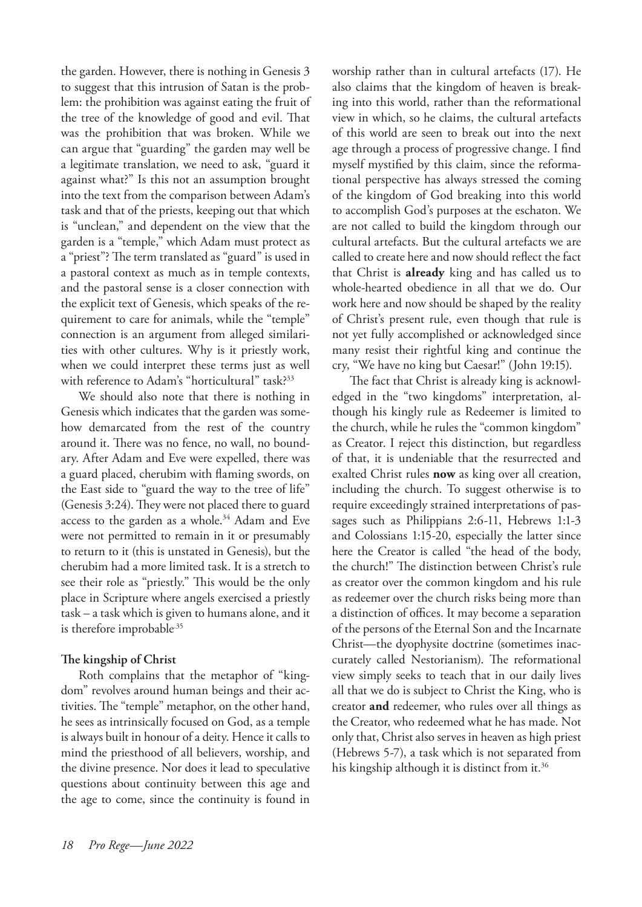the garden. However, there is nothing in Genesis 3 to suggest that this intrusion of Satan is the problem: the prohibition was against eating the fruit of the tree of the knowledge of good and evil. That was the prohibition that was broken. While we can argue that "guarding" the garden may well be a legitimate translation, we need to ask, "guard it against what?" Is this not an assumption brought into the text from the comparison between Adam's task and that of the priests, keeping out that which is "unclean," and dependent on the view that the garden is a "temple," which Adam must protect as a "priest"? The term translated as "guard" is used in a pastoral context as much as in temple contexts, and the pastoral sense is a closer connection with the explicit text of Genesis, which speaks of the requirement to care for animals, while the "temple" connection is an argument from alleged similarities with other cultures. Why is it priestly work, when we could interpret these terms just as well with reference to Adam's "horticultural" task?[33]

We should also note that there is nothing in Genesis which indicates that the garden was somehow demarcated from the rest of the country around it. There was no fence, no wall, no boundary. After Adam and Eve were expelled, there was a guard placed, cherubim with flaming swords, on the East side to "guard the way to the tree of life" (Genesis 3:24). They were not placed there to guard access to the garden as a whole.[34] Adam and Eve were not permitted to remain in it or presumably to return to it (this is unstated in Genesis), but the cherubim had a more limited task. It is a stretch to see their role as "priestly." This would be the only place in Scripture where angels exercised a priestly task – a task which is given to humans alone, and it is therefore improbable.[35]

**The kingship of Christ**

Roth complains that the metaphor of "kingdom" revolves around human beings and their activities. The "temple" metaphor, on the other hand, he sees as intrinsically focused on God, as a temple is always built in honour of a deity. Hence it calls to mind the priesthood of all believers, worship, and the divine presence. Nor does it lead to speculative questions about continuity between this age and the age to come, since the continuity is found in worship rather than in cultural artefacts (17). He also claims that the kingdom of heaven is breaking into this world, rather than the reformational view in which, so he claims, the cultural artefacts of this world are seen to break out into the next age through a process of progressive change. I find myself mystified by this claim, since the reformational perspective has always stressed the coming of the kingdom of God breaking into this world to accomplish God's purposes at the eschaton. We are not called to build the kingdom through our cultural artefacts. But the cultural artefacts we are called to create here and now should reflect the fact that Christ is **already** king and has called us to whole-hearted obedience in all that we do. Our work here and now should be shaped by the reality of Christ's present rule, even though that rule is not yet fully accomplished or acknowledged since many resist their rightful king and continue the cry, "We have no king but Caesar!" (John 19:15).

The fact that Christ is already king is acknowledged in the "two kingdoms" interpretation, although his kingly rule as Redeemer is limited to the church, while he rules the "common kingdom" as Creator. I reject this distinction, but regardless of that, it is undeniable that the resurrected and exalted Christ rules **now** as king over all creation, including the church. To suggest otherwise is to require exceedingly strained interpretations of passages such as Philippians 2:6-11, Hebrews 1:1-3 and Colossians 1:15-20, especially the latter since here the Creator is called "the head of the body, the church!" The distinction between Christ's rule as creator over the common kingdom and his rule as redeemer over the church risks being more than a distinction of offices. It may become a separation of the persons of the Eternal Son and the Incarnate Christ—the dyophysite doctrine (sometimes inaccurately called Nestorianism). The reformational view simply seeks to teach that in our daily lives all that we do is subject to Christ the King, who is creator **and** redeemer, who rules over all things as the Creator, who redeemed what he has made. Not only that, Christ also serves in heaven as high priest (Hebrews 5-7), a task which is not separated from his kingship although it is distinct from it.[36]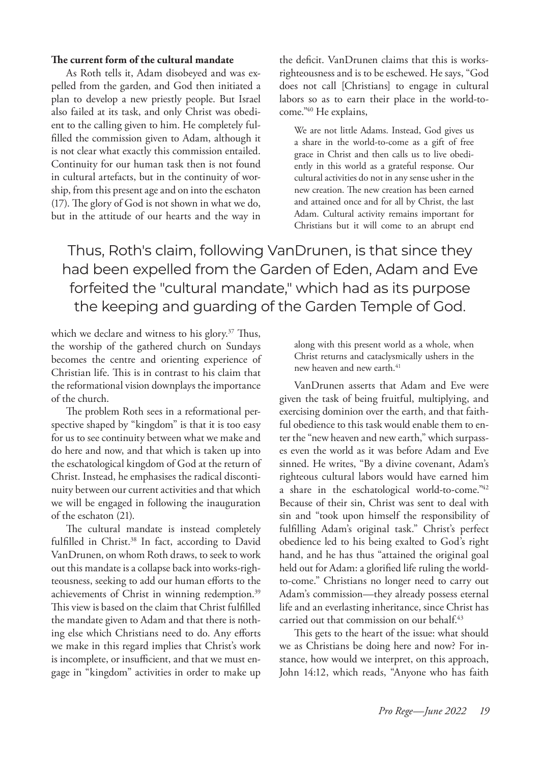**The current form of the cultural mandate**

As Roth tells it, Adam disobeyed and was expelled from the garden, and God then initiated a plan to develop a new priestly people. But Israel also failed at its task, and only Christ was obedient to the calling given to him. He completely fulfilled the commission given to Adam, although it is not clear what exactly this commission entailed. Continuity for our human task then is not found in cultural artefacts, but in the continuity of worship, from this present age and on into the eschaton (17). The glory of God is not shown in what we do, but in the attitude of our hearts and the way in which we declare and witness to his glory.[37] Thus, the worship of the gathered church on Sundays becomes the centre and orienting experience of Christian life. This is in contrast to his claim that the reformational vision downplays the importance of the church.

The problem Roth sees in a reformational perspective shaped by "kingdom" is that it is too easy for us to see continuity between what we make and do here and now, and that which is taken up into the eschatological kingdom of God at the return of Christ. Instead, he emphasises the radical discontinuity between our current activities and that which we will be engaged in following the inauguration of the eschaton (21).

The cultural mandate is instead completely fulfilled in Christ.[38] In fact, according to David VanDrunen, on whom Roth draws, to seek to work out this mandate is a collapse back into works-righteousness, seeking to add our human efforts to the achievements of Christ in winning redemption.[39] This view is based on the claim that Christ fulfilled the mandate given to Adam and that there is nothing else which Christians need to do. Any efforts we make in this regard implies that Christ's work is incomplete, or insufficient, and that we must engage in "kingdom" activities in order to make up the deficit. VanDrunen claims that this is works-righteousness and is to be eschewed. He says, "God does not call [Christians] to engage in cultural labors so as to earn their place in the world-to-come."[40] He explains,

> We are not little Adams. Instead, God gives us a share in the world-to-come as a gift of free grace in Christ and then calls us to live obediently in this world as a grateful response. Our cultural activities do not in any sense usher in the new creation. The new creation has been earned and attained once and for all by Christ, the last Adam. Cultural activity remains important for Christians but it will come to an abrupt end along with this present world as a whole, when Christ returns and cataclysmically ushers in the new heaven and new earth.[41]

Thus, Roth's claim, following VanDrunen, is that since they had been expelled from the Garden of Eden, Adam and Eve forfeited the "cultural mandate," which had as its purpose the keeping and guarding of the Garden Temple of God.

VanDrunen asserts that Adam and Eve were given the task of being fruitful, multiplying, and exercising dominion over the earth, and that faithful obedience to this task would enable them to enter the "new heaven and new earth," which surpasses even the world as it was before Adam and Eve sinned. He writes, "By a divine covenant, Adam's righteous cultural labors would have earned him a share in the eschatological world-to-come."[42] Because of their sin, Christ was sent to deal with sin and "took upon himself the responsibility of fulfilling Adam's original task." Christ's perfect obedience led to his being exalted to God's right hand, and he has thus "attained the original goal held out for Adam: a glorified life ruling the world-to-come." Christians no longer need to carry out Adam's commission—they already possess eternal life and an everlasting inheritance, since Christ has carried out that commission on our behalf.[43]

This gets to the heart of the issue: what should we as Christians be doing here and now? For instance, how would we interpret, on this approach, John 14:12, which reads, "Anyone who has faith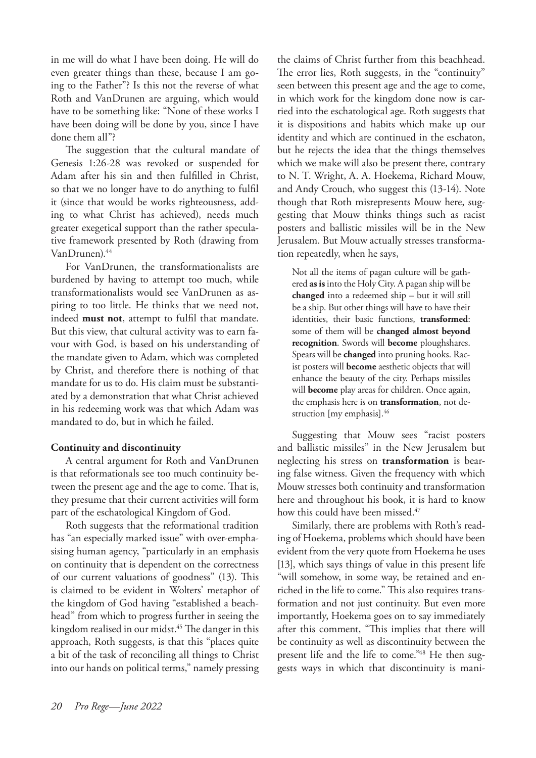in me will do what I have been doing. He will do even greater things than these, because I am going to the Father"? Is this not the reverse of what Roth and VanDrunen are arguing, which would have to be something like: "None of these works I have been doing will be done by you, since I have done them all"?

The suggestion that the cultural mandate of Genesis 1:26-28 was revoked or suspended for Adam after his sin and then fulfilled in Christ, so that we no longer have to do anything to fulfil it (since that would be works righteousness, adding to what Christ has achieved), needs much greater exegetical support than the rather speculative framework presented by Roth (drawing from VanDrunen).[44]

For VanDrunen, the transformationalists are burdened by having to attempt too much, while transformationalists would see VanDrunen as aspiring to too little. He thinks that we need not, indeed **must not**, attempt to fulfil that mandate. But this view, that cultural activity was to earn favour with God, is based on his understanding of the mandate given to Adam, which was completed by Christ, and therefore there is nothing of that mandate for us to do. His claim must be substantiated by a demonstration that what Christ achieved in his redeeming work was that which Adam was mandated to do, but in which he failed.

**Continuity and discontinuity**

A central argument for Roth and VanDrunen is that reformationals see too much continuity between the present age and the age to come. That is, they presume that their current activities will form part of the eschatological Kingdom of God.

Roth suggests that the reformational tradition has "an especially marked issue" with over-emphasising human agency, "particularly in an emphasis on continuity that is dependent on the correctness of our current valuations of goodness" (13). This is claimed to be evident in Wolters' metaphor of the kingdom of God having "established a beachhead" from which to progress further in seeing the kingdom realised in our midst.[45] The danger in this approach, Roth suggests, is that this "places quite a bit of the task of reconciling all things to Christ into our hands on political terms," namely pressing the claims of Christ further from this beachhead. The error lies, Roth suggests, in the "continuity" seen between this present age and the age to come, in which work for the kingdom done now is carried into the eschatological age. Roth suggests that it is dispositions and habits which make up our identity and which are continued in the eschaton, but he rejects the idea that the things themselves which we make will also be present there, contrary to N. T. Wright, A. A. Hoekema, Richard Mouw, and Andy Crouch, who suggest this (13-14). Note though that Roth misrepresents Mouw here, suggesting that Mouw thinks things such as racist posters and ballistic missiles will be in the New Jerusalem. But Mouw actually stresses transformation repeatedly, when he says,

> Not all the items of pagan culture will be gathered **as is** into the Holy City. A pagan ship will be **changed** into a redeemed ship – but it will still be a ship. But other things will have to have their identities, their basic functions, **transformed**: some of them will be **changed almost beyond recognition**. Swords will **become** ploughshares. Spears will be **changed** into pruning hooks. Racist posters will **become** aesthetic objects that will enhance the beauty of the city. Perhaps missiles will **become** play areas for children. Once again, the emphasis here is on **transformation**, not destruction [my emphasis].[46]

Suggesting that Mouw sees "racist posters and ballistic missiles" in the New Jerusalem but neglecting his stress on **transformation** is bearing false witness. Given the frequency with which Mouw stresses both continuity and transformation here and throughout his book, it is hard to know how this could have been missed.[47]

Similarly, there are problems with Roth's reading of Hoekema, problems which should have been evident from the very quote from Hoekema he uses [13], which says things of value in this present life "will somehow, in some way, be retained and enriched in the life to come." This also requires transformation and not just continuity. But even more importantly, Hoekema goes on to say immediately after this comment, "This implies that there will be continuity as well as discontinuity between the present life and the life to come."[48] He then suggests ways in which that discontinuity is mani-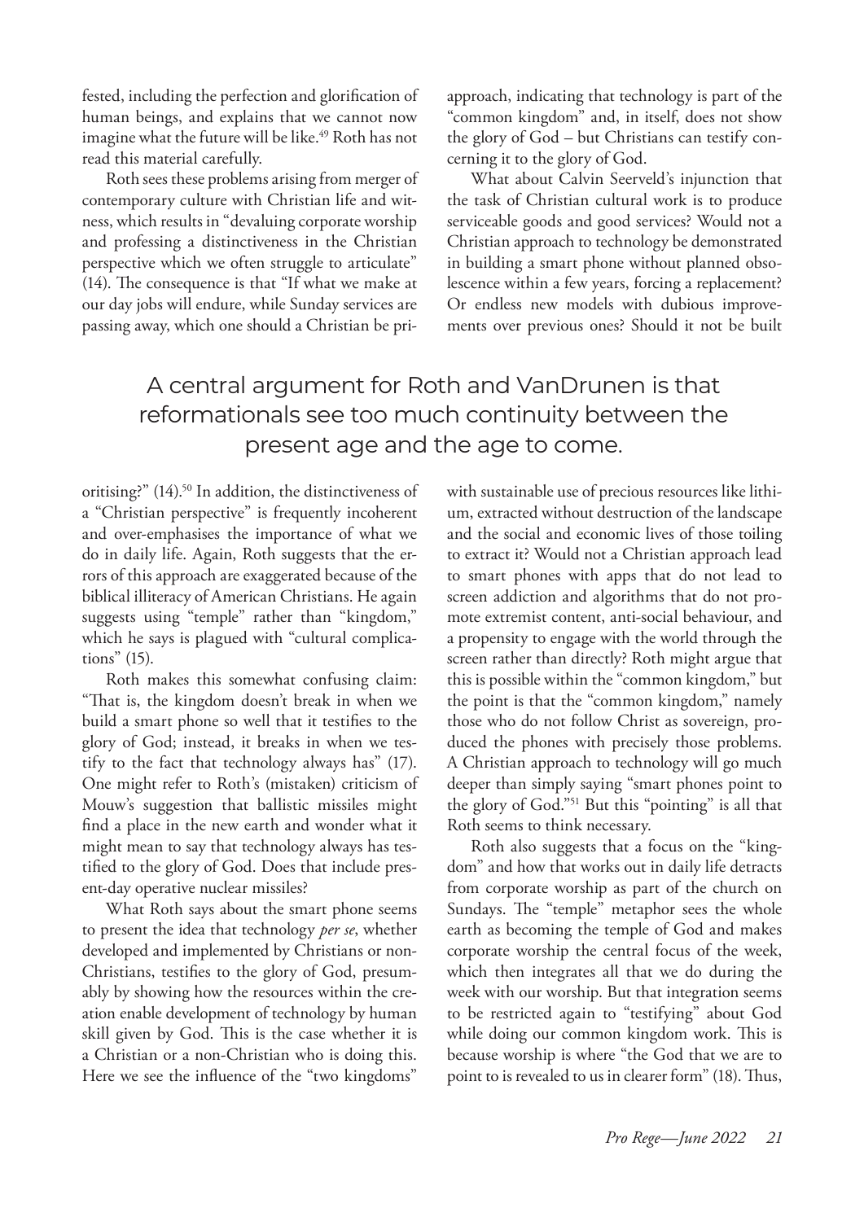fested, including the perfection and glorification of human beings, and explains that we cannot now imagine what the future will be like.[49] Roth has not read this material carefully.

Roth sees these problems arising from merger of contemporary culture with Christian life and witness, which results in "devaluing corporate worship and professing a distinctiveness in the Christian perspective which we often struggle to articulate" (14). The consequence is that "If what we make at our day jobs will endure, while Sunday services are passing away, which one should a Christian be prioritising?" (14).[50] In addition, the distinctiveness of a "Christian perspective" is frequently incoherent and over-emphasises the importance of what we do in daily life. Again, Roth suggests that the errors of this approach are exaggerated because of the biblical illiteracy of American Christians. He again suggests using "temple" rather than "kingdom," which he says is plagued with "cultural complications" (15).

> A central argument for Roth and VanDrunen is that reformationals see too much continuity between the present age and the age to come.

Roth makes this somewhat confusing claim: "That is, the kingdom doesn't break in when we build a smart phone so well that it testifies to the glory of God; instead, it breaks in when we testify to the fact that technology always has" (17). One might refer to Roth's (mistaken) criticism of Mouw's suggestion that ballistic missiles might find a place in the new earth and wonder what it might mean to say that technology always has testified to the glory of God. Does that include present-day operative nuclear missiles?

What Roth says about the smart phone seems to present the idea that technology *per se*, whether developed and implemented by Christians or non-Christians, testifies to the glory of God, presumably by showing how the resources within the creation enable development of technology by human skill given by God. This is the case whether it is a Christian or a non-Christian who is doing this. Here we see the influence of the "two kingdoms" approach, indicating that technology is part of the "common kingdom" and, in itself, does not show the glory of God – but Christians can testify concerning it to the glory of God.

What about Calvin Seerveld's injunction that the task of Christian cultural work is to produce serviceable goods and good services? Would not a Christian approach to technology be demonstrated in building a smart phone without planned obsolescence within a few years, forcing a replacement? Or endless new models with dubious improvements over previous ones? Should it not be built with sustainable use of precious resources like lithium, extracted without destruction of the landscape and the social and economic lives of those toiling to extract it? Would not a Christian approach lead to smart phones with apps that do not lead to screen addiction and algorithms that do not promote extremist content, anti-social behaviour, and a propensity to engage with the world through the screen rather than directly? Roth might argue that this is possible within the "common kingdom," but the point is that the "common kingdom," namely those who do not follow Christ as sovereign, produced the phones with precisely those problems. A Christian approach to technology will go much deeper than simply saying "smart phones point to the glory of God."[51] But this "pointing" is all that Roth seems to think necessary.

Roth also suggests that a focus on the "kingdom" and how that works out in daily life detracts from corporate worship as part of the church on Sundays. The "temple" metaphor sees the whole earth as becoming the temple of God and makes corporate worship the central focus of the week, which then integrates all that we do during the week with our worship. But that integration seems to be restricted again to "testifying" about God while doing our common kingdom work. This is because worship is where "the God that we are to point to is revealed to us in clearer form" (18). Thus,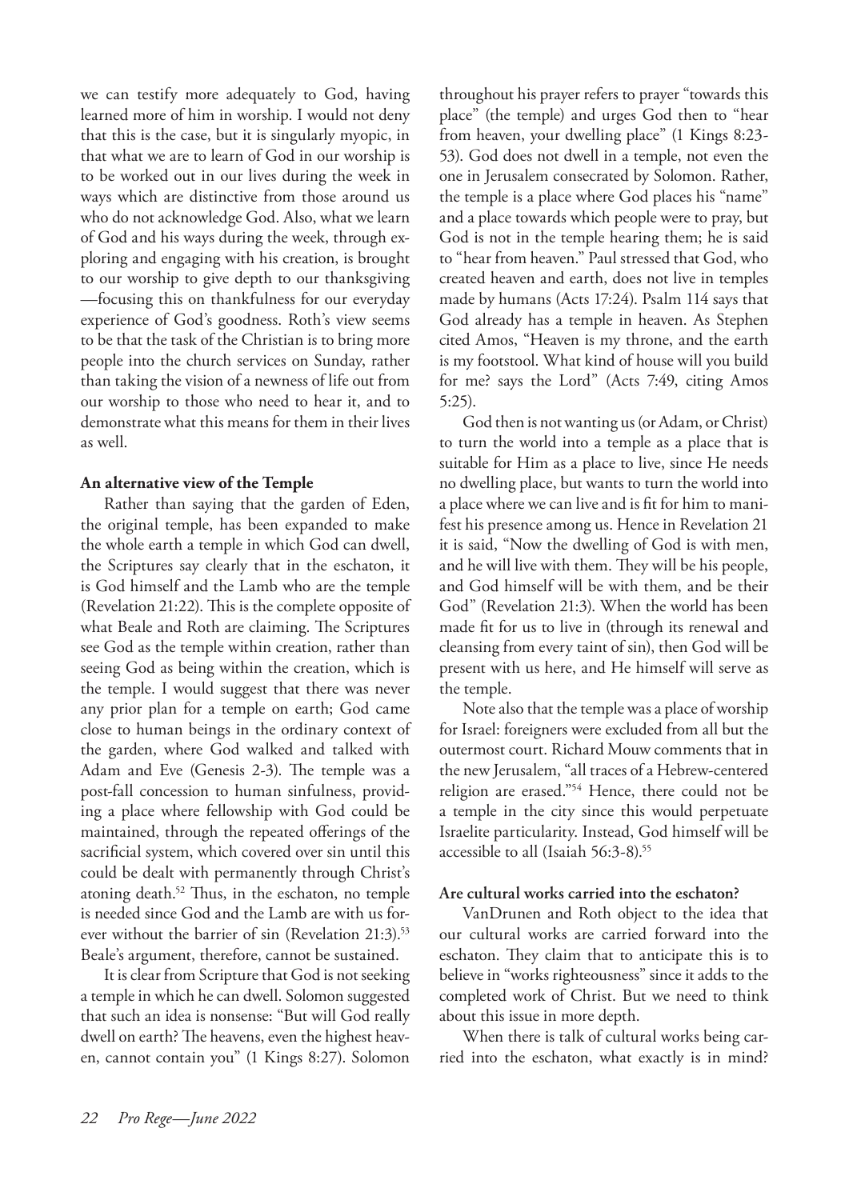we can testify more adequately to God, having learned more of him in worship. I would not deny that this is the case, but it is singularly myopic, in that what we are to learn of God in our worship is to be worked out in our lives during the week in ways which are distinctive from those around us who do not acknowledge God. Also, what we learn of God and his ways during the week, through exploring and engaging with his creation, is brought to our worship to give depth to our thanksgiving —focusing this on thankfulness for our everyday experience of God's goodness. Roth's view seems to be that the task of the Christian is to bring more people into the church services on Sunday, rather than taking the vision of a newness of life out from our worship to those who need to hear it, and to demonstrate what this means for them in their lives as well.

**An alternative view of the Temple**

Rather than saying that the garden of Eden, the original temple, has been expanded to make the whole earth a temple in which God can dwell, the Scriptures say clearly that in the eschaton, it is God himself and the Lamb who are the temple (Revelation 21:22). This is the complete opposite of what Beale and Roth are claiming. The Scriptures see God as the temple within creation, rather than seeing God as being within the creation, which is the temple. I would suggest that there was never any prior plan for a temple on earth; God came close to human beings in the ordinary context of the garden, where God walked and talked with Adam and Eve (Genesis 2-3). The temple was a post-fall concession to human sinfulness, providing a place where fellowship with God could be maintained, through the repeated offerings of the sacrificial system, which covered over sin until this could be dealt with permanently through Christ's atoning death.[52] Thus, in the eschaton, no temple is needed since God and the Lamb are with us forever without the barrier of sin (Revelation 21:3).[53] Beale's argument, therefore, cannot be sustained.

It is clear from Scripture that God is not seeking a temple in which he can dwell. Solomon suggested that such an idea is nonsense: "But will God really dwell on earth? The heavens, even the highest heaven, cannot contain you" (1 Kings 8:27). Solomon throughout his prayer refers to prayer "towards this place" (the temple) and urges God then to "hear from heaven, your dwelling place" (1 Kings 8:23-53). God does not dwell in a temple, not even the one in Jerusalem consecrated by Solomon. Rather, the temple is a place where God places his "name" and a place towards which people were to pray, but God is not in the temple hearing them; he is said to "hear from heaven." Paul stressed that God, who created heaven and earth, does not live in temples made by humans (Acts 17:24). Psalm 114 says that God already has a temple in heaven. As Stephen cited Amos, "Heaven is my throne, and the earth is my footstool. What kind of house will you build for me? says the Lord" (Acts 7:49, citing Amos 5:25).

God then is not wanting us (or Adam, or Christ) to turn the world into a temple as a place that is suitable for Him as a place to live, since He needs no dwelling place, but wants to turn the world into a place where we can live and is fit for him to manifest his presence among us. Hence in Revelation 21 it is said, "Now the dwelling of God is with men, and he will live with them. They will be his people, and God himself will be with them, and be their God" (Revelation 21:3). When the world has been made fit for us to live in (through its renewal and cleansing from every taint of sin), then God will be present with us here, and He himself will serve as the temple.

Note also that the temple was a place of worship for Israel: foreigners were excluded from all but the outermost court. Richard Mouw comments that in the new Jerusalem, "all traces of a Hebrew-centered religion are erased."[54] Hence, there could not be a temple in the city since this would perpetuate Israelite particularity. Instead, God himself will be accessible to all (Isaiah 56:3-8).[55]

**Are cultural works carried into the eschaton?**

VanDrunen and Roth object to the idea that our cultural works are carried forward into the eschaton. They claim that to anticipate this is to believe in "works righteousness" since it adds to the completed work of Christ. But we need to think about this issue in more depth.

When there is talk of cultural works being carried into the eschaton, what exactly is in mind?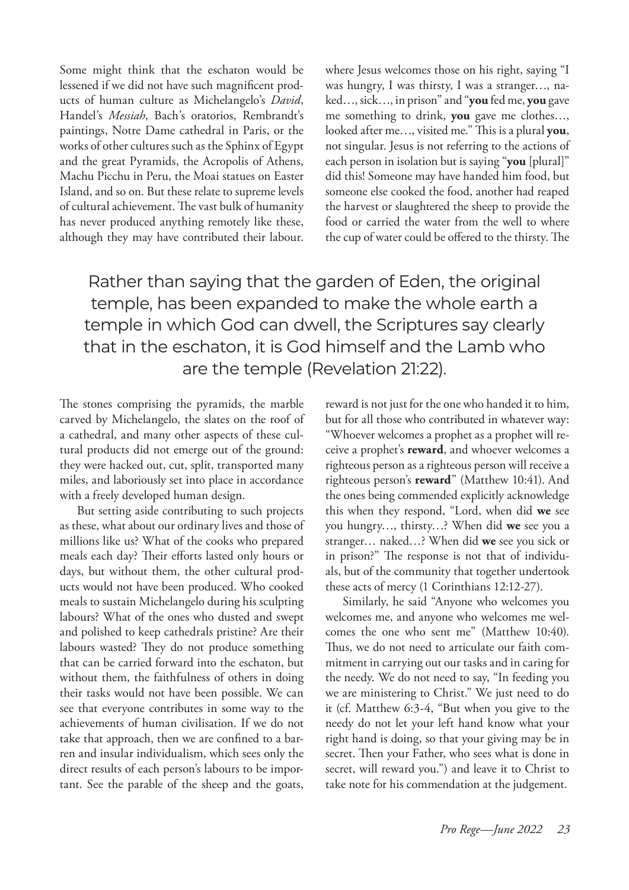Some might think that the eschaton would be lessened if we did not have such magnificent products of human culture as Michelangelo's *David*, Handel's *Messiah*, Bach's oratorios, Rembrandt's paintings, Notre Dame cathedral in Paris, or the works of other cultures such as the Sphinx of Egypt and the great Pyramids, the Acropolis of Athens, Machu Picchu in Peru, the Moai statues on Easter Island, and so on. But these relate to supreme levels of cultural achievement. The vast bulk of humanity has never produced anything remotely like these, although they may have contributed their labour. The stones comprising the pyramids, the marble carved by Michelangelo, the slates on the roof of a cathedral, and many other aspects of these cultural products did not emerge out of the ground: they were hacked out, cut, split, transported many miles, and laboriously set into place in accordance with a freely developed human design.

But setting aside contributing to such projects as these, what about our ordinary lives and those of millions like us? What of the cooks who prepared meals each day? Their efforts lasted only hours or days, but without them, the other cultural products would not have been produced. Who cooked meals to sustain Michelangelo during his sculpting labours? What of the ones who dusted and swept and polished to keep cathedrals pristine? Are their labours wasted? They do not produce something that can be carried forward into the eschaton, but without them, the faithfulness of others in doing their tasks would not have been possible. We can see that everyone contributes in some way to the achievements of human civilisation. If we do not take that approach, then we are confined to a barren and insular individualism, which sees only the direct results of each person's labours to be important. See the parable of the sheep and the goats, where Jesus welcomes those on his right, saying "I was hungry, I was thirsty, I was a stranger…, naked…, sick…, in prison" and "**you** fed me, **you** gave me something to drink, **you** gave me clothes…, looked after me…, visited me." This is a plural **you**, not singular. Jesus is not referring to the actions of each person in isolation but is saying "**you** [plural]" did this! Someone may have handed him food, but someone else cooked the food, another had reaped the harvest or slaughtered the sheep to provide the food or carried the water from the well to where the cup of water could be offered to the thirsty. The reward is not just for the one who handed it to him, but for all those who contributed in whatever way: "Whoever welcomes a prophet as a prophet will receive a prophet's **reward**, and whoever welcomes a righteous person as a righteous person will receive a righteous person's **reward**" (Matthew 10:41). And the ones being commended explicitly acknowledge this when they respond, "Lord, when did **we** see you hungry…, thirsty…? When did **we** see you a stranger… naked…? When did **we** see you sick or in prison?" The response is not that of individuals, but of the community that together undertook these acts of mercy (1 Corinthians 12:12-27).

> Rather than saying that the garden of Eden, the original temple, has been expanded to make the whole earth a temple in which God can dwell, the Scriptures say clearly that in the eschaton, it is God himself and the Lamb who are the temple (Revelation 21:22).

Similarly, he said "Anyone who welcomes you welcomes me, and anyone who welcomes me welcomes the one who sent me" (Matthew 10:40). Thus, we do not need to articulate our faith commitment in carrying out our tasks and in caring for the needy. We do not need to say, "In feeding you we are ministering to Christ." We just need to do it (cf. Matthew 6:3-4, "But when you give to the needy do not let your left hand know what your right hand is doing, so that your giving may be in secret. Then your Father, who sees what is done in secret, will reward you.") and leave it to Christ to take note for his commendation at the judgement.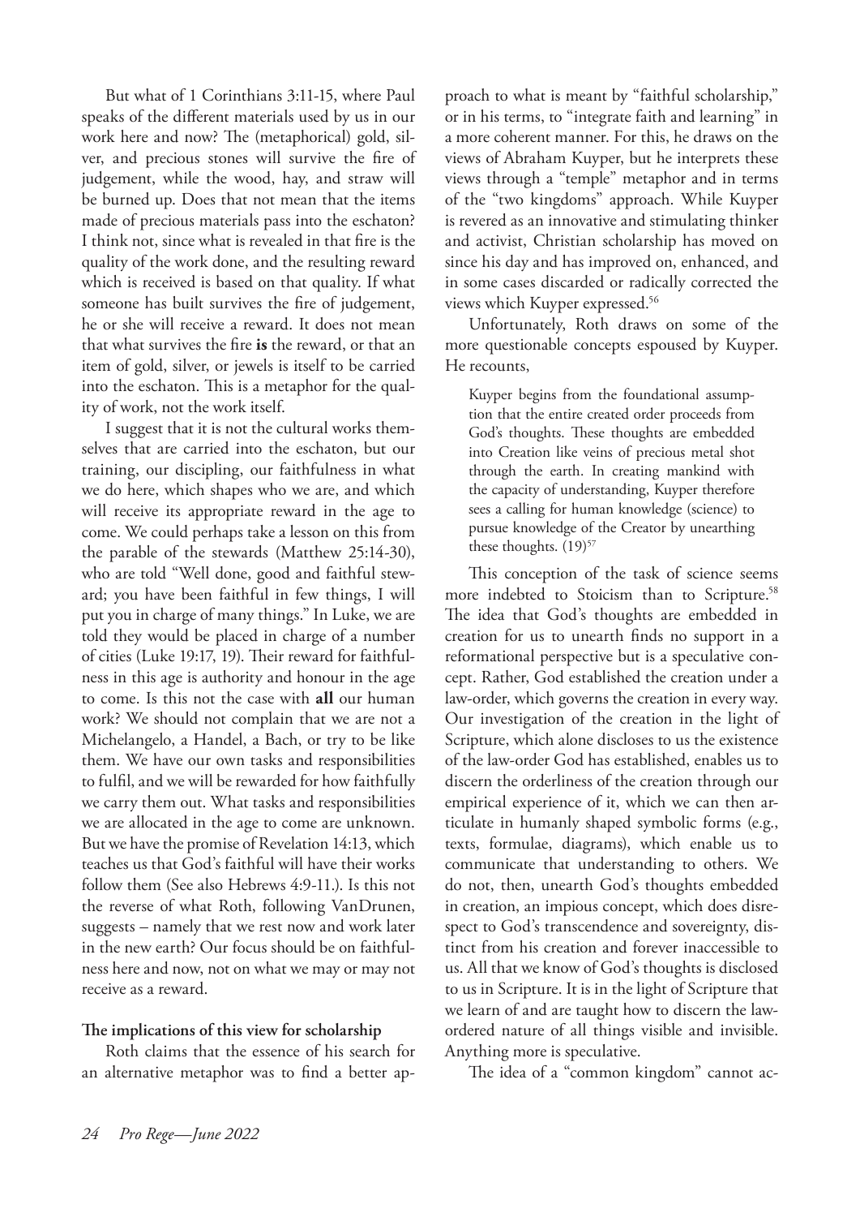But what of 1 Corinthians 3:11-15, where Paul speaks of the different materials used by us in our work here and now? The (metaphorical) gold, silver, and precious stones will survive the fire of judgement, while the wood, hay, and straw will be burned up. Does that not mean that the items made of precious materials pass into the eschaton? I think not, since what is revealed in that fire is the quality of the work done, and the resulting reward which is received is based on that quality. If what someone has built survives the fire of judgement, he or she will receive a reward. It does not mean that what survives the fire **is** the reward, or that an item of gold, silver, or jewels is itself to be carried into the eschaton. This is a metaphor for the quality of work, not the work itself.

I suggest that it is not the cultural works themselves that are carried into the eschaton, but our training, our discipling, our faithfulness in what we do here, which shapes who we are, and which will receive its appropriate reward in the age to come. We could perhaps take a lesson on this from the parable of the stewards (Matthew 25:14-30), who are told "Well done, good and faithful steward; you have been faithful in few things, I will put you in charge of many things." In Luke, we are told they would be placed in charge of a number of cities (Luke 19:17, 19). Their reward for faithfulness in this age is authority and honour in the age to come. Is this not the case with **all** our human work? We should not complain that we are not a Michelangelo, a Handel, a Bach, or try to be like them. We have our own tasks and responsibilities to fulfil, and we will be rewarded for how faithfully we carry them out. What tasks and responsibilities we are allocated in the age to come are unknown. But we have the promise of Revelation 14:13, which teaches us that God's faithful will have their works follow them (See also Hebrews 4:9-11.). Is this not the reverse of what Roth, following VanDrunen, suggests – namely that we rest now and work later in the new earth? Our focus should be on faithfulness here and now, not on what we may or may not receive as a reward.

**The implications of this view for scholarship**

Roth claims that the essence of his search for an alternative metaphor was to find a better approach to what is meant by "faithful scholarship," or in his terms, to "integrate faith and learning" in a more coherent manner. For this, he draws on the views of Abraham Kuyper, but he interprets these views through a "temple" metaphor and in terms of the "two kingdoms" approach. While Kuyper is revered as an innovative and stimulating thinker and activist, Christian scholarship has moved on since his day and has improved on, enhanced, and in some cases discarded or radically corrected the views which Kuyper expressed.[56]

Unfortunately, Roth draws on some of the more questionable concepts espoused by Kuyper. He recounts,

> Kuyper begins from the foundational assumption that the entire created order proceeds from God's thoughts. These thoughts are embedded into Creation like veins of precious metal shot through the earth. In creating mankind with the capacity of understanding, Kuyper therefore sees a calling for human knowledge (science) to pursue knowledge of the Creator by unearthing these thoughts. (19)[57]

This conception of the task of science seems more indebted to Stoicism than to Scripture.[58] The idea that God's thoughts are embedded in creation for us to unearth finds no support in a reformational perspective but is a speculative concept. Rather, God established the creation under a law-order, which governs the creation in every way. Our investigation of the creation in the light of Scripture, which alone discloses to us the existence of the law-order God has established, enables us to discern the orderliness of the creation through our empirical experience of it, which we can then articulate in humanly shaped symbolic forms (e.g., texts, formulae, diagrams), which enable us to communicate that understanding to others. We do not, then, unearth God's thoughts embedded in creation, an impious concept, which does disrespect to God's transcendence and sovereignty, distinct from his creation and forever inaccessible to us. All that we know of God's thoughts is disclosed to us in Scripture. It is in the light of Scripture that we learn of and are taught how to discern the law-ordered nature of all things visible and invisible. Anything more is speculative.

The idea of a "common kingdom" cannot ac-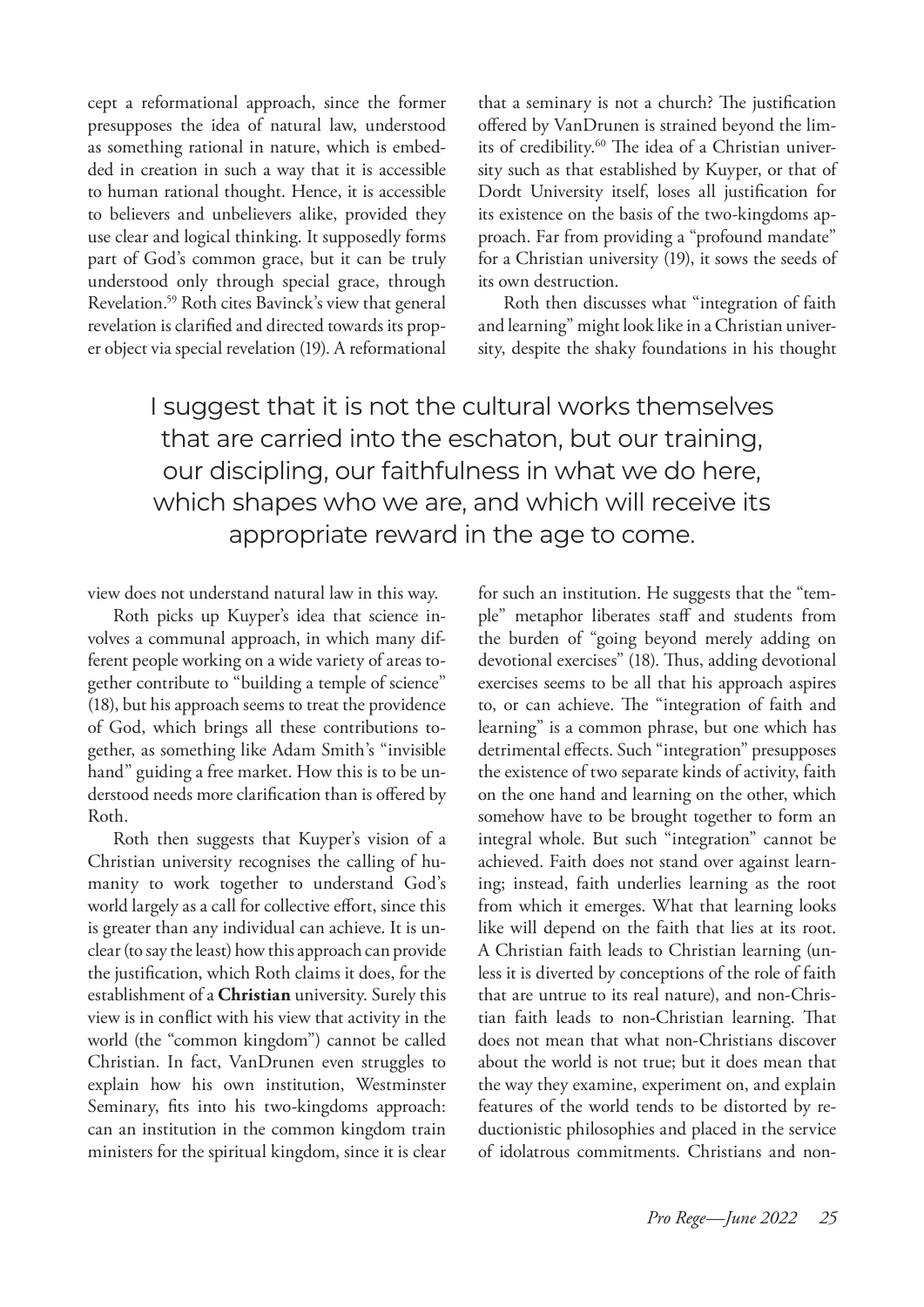cept a reformational approach, since the former presupposes the idea of natural law, understood as something rational in nature, which is embedded in creation in such a way that it is accessible to human rational thought. Hence, it is accessible to believers and unbelievers alike, provided they use clear and logical thinking. It supposedly forms part of God's common grace, but it can be truly understood only through special grace, through Revelation.[59] Roth cites Bavinck's view that general revelation is clarified and directed towards its proper object via special revelation (19). A reformational view does not understand natural law in this way.

Roth picks up Kuyper's idea that science involves a communal approach, in which many different people working on a wide variety of areas together contribute to "building a temple of science" (18), but his approach seems to treat the providence of God, which brings all these contributions together, as something like Adam Smith's "invisible hand" guiding a free market. How this is to be understood needs more clarification than is offered by Roth.

Roth then suggests that Kuyper's vision of a Christian university recognises the calling of humanity to work together to understand God's world largely as a call for collective effort, since this is greater than any individual can achieve. It is unclear (to say the least) how this approach can provide the justification, which Roth claims it does, for the establishment of a **Christian** university. Surely this view is in conflict with his view that activity in the world (the "common kingdom") cannot be called Christian. In fact, VanDrunen even struggles to explain how his own institution, Westminster Seminary, fits into his two-kingdoms approach: can an institution in the common kingdom train ministers for the spiritual kingdom, since it is clear that a seminary is not a church? The justification offered by VanDrunen is strained beyond the limits of credibility.[60] The idea of a Christian university such as that established by Kuyper, or that of Dordt University itself, loses all justification for its existence on the basis of the two-kingdoms approach. Far from providing a "profound mandate" for a Christian university (19), it sows the seeds of its own destruction.

> I suggest that it is not the cultural works themselves that are carried into the eschaton, but our training, our discipling, our faithfulness in what we do here, which shapes who we are, and which will receive its appropriate reward in the age to come.

Roth then discusses what "integration of faith and learning" might look like in a Christian university, despite the shaky foundations in his thought for such an institution. He suggests that the "temple" metaphor liberates staff and students from the burden of "going beyond merely adding on devotional exercises" (18). Thus, adding devotional exercises seems to be all that his approach aspires to, or can achieve. The "integration of faith and learning" is a common phrase, but one which has detrimental effects. Such "integration" presupposes the existence of two separate kinds of activity, faith on the one hand and learning on the other, which somehow have to be brought together to form an integral whole. But such "integration" cannot be achieved. Faith does not stand over against learning; instead, faith underlies learning as the root from which it emerges. What that learning looks like will depend on the faith that lies at its root. A Christian faith leads to Christian learning (unless it is diverted by conceptions of the role of faith that are untrue to its real nature), and non-Christian faith leads to non-Christian learning. That does not mean that what non-Christians discover about the world is not true; but it does mean that the way they examine, experiment on, and explain features of the world tends to be distorted by reductionistic philosophies and placed in the service of idolatrous commitments. Christians and non-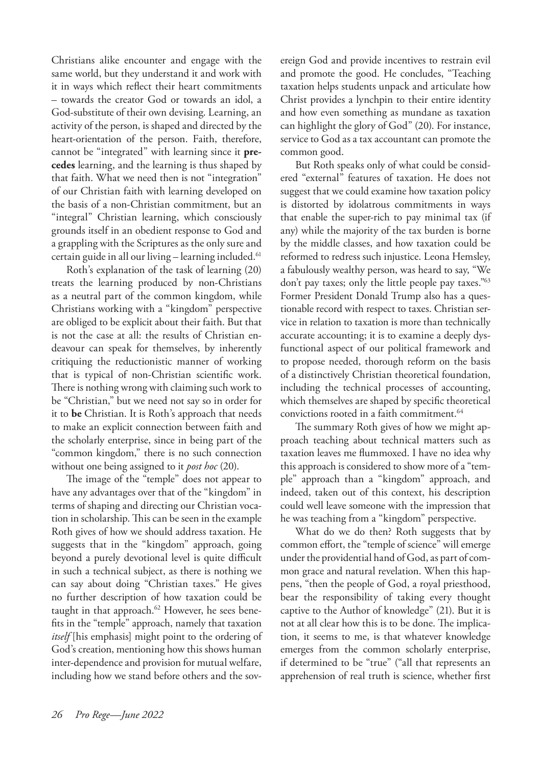Christians alike encounter and engage with the same world, but they understand it and work with it in ways which reflect their heart commitments – towards the creator God or towards an idol, a God-substitute of their own devising. Learning, an activity of the person, is shaped and directed by the heart-orientation of the person. Faith, therefore, cannot be "integrated" with learning since it **precedes** learning, and the learning is thus shaped by that faith. What we need then is not "integration" of our Christian faith with learning developed on the basis of a non-Christian commitment, but an "integral" Christian learning, which consciously grounds itself in an obedient response to God and a grappling with the Scriptures as the only sure and certain guide in all our living – learning included.[61]

Roth's explanation of the task of learning (20) treats the learning produced by non-Christians as a neutral part of the common kingdom, while Christians working with a "kingdom" perspective are obliged to be explicit about their faith. But that is not the case at all: the results of Christian endeavour can speak for themselves, by inherently critiquing the reductionistic manner of working that is typical of non-Christian scientific work. There is nothing wrong with claiming such work to be "Christian," but we need not say so in order for it to **be** Christian. It is Roth's approach that needs to make an explicit connection between faith and the scholarly enterprise, since in being part of the "common kingdom," there is no such connection without one being assigned to it *post hoc* (20).

The image of the "temple" does not appear to have any advantages over that of the "kingdom" in terms of shaping and directing our Christian vocation in scholarship. This can be seen in the example Roth gives of how we should address taxation. He suggests that in the "kingdom" approach, going beyond a purely devotional level is quite difficult in such a technical subject, as there is nothing we can say about doing "Christian taxes." He gives no further description of how taxation could be taught in that approach.[62] However, he sees benefits in the "temple" approach, namely that taxation *itself* [his emphasis] might point to the ordering of God's creation, mentioning how this shows human inter-dependence and provision for mutual welfare, including how we stand before others and the sovereign God and provide incentives to restrain evil and promote the good. He concludes, "Teaching taxation helps students unpack and articulate how Christ provides a lynchpin to their entire identity and how even something as mundane as taxation can highlight the glory of God" (20). For instance, service to God as a tax accountant can promote the common good.

But Roth speaks only of what could be considered "external" features of taxation. He does not suggest that we could examine how taxation policy is distorted by idolatrous commitments in ways that enable the super-rich to pay minimal tax (if any) while the majority of the tax burden is borne by the middle classes, and how taxation could be reformed to redress such injustice. Leona Hemsley, a fabulously wealthy person, was heard to say, "We don't pay taxes; only the little people pay taxes."[63] Former President Donald Trump also has a questionable record with respect to taxes. Christian service in relation to taxation is more than technically accurate accounting; it is to examine a deeply dysfunctional aspect of our political framework and to propose needed, thorough reform on the basis of a distinctively Christian theoretical foundation, including the technical processes of accounting, which themselves are shaped by specific theoretical convictions rooted in a faith commitment.[64]

The summary Roth gives of how we might approach teaching about technical matters such as taxation leaves me flummoxed. I have no idea why this approach is considered to show more of a "temple" approach than a "kingdom" approach, and indeed, taken out of this context, his description could well leave someone with the impression that he was teaching from a "kingdom" perspective.

What do we do then? Roth suggests that by common effort, the "temple of science" will emerge under the providential hand of God, as part of common grace and natural revelation. When this happens, "then the people of God, a royal priesthood, bear the responsibility of taking every thought captive to the Author of knowledge" (21). But it is not at all clear how this is to be done. The implication, it seems to me, is that whatever knowledge emerges from the common scholarly enterprise, if determined to be "true" ("all that represents an apprehension of real truth is science, whether first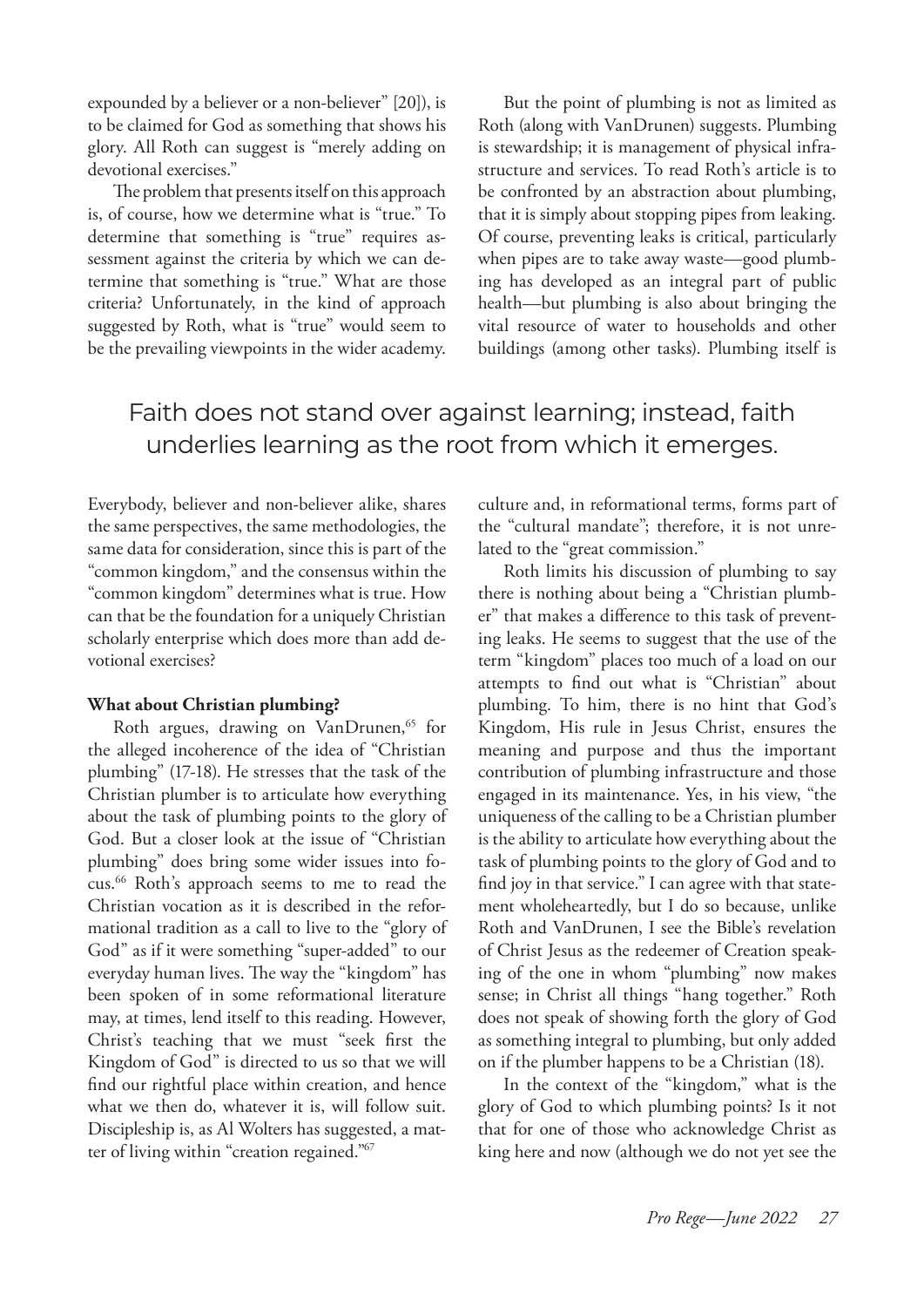expounded by a believer or a non-believer" [20]), is to be claimed for God as something that shows his glory. All Roth can suggest is "merely adding on devotional exercises."

The problem that presents itself on this approach is, of course, how we determine what is "true." To determine that something is "true" requires assessment against the criteria by which we can determine that something is "true." What are those criteria? Unfortunately, in the kind of approach suggested by Roth, what is "true" would seem to be the prevailing viewpoints in the wider academy. Everybody, believer and non-believer alike, shares the same perspectives, the same methodologies, the same data for consideration, since this is part of the "common kingdom," and the consensus within the "common kingdom" determines what is true. How can that be the foundation for a uniquely Christian scholarly enterprise which does more than add devotional exercises?

> Faith does not stand over against learning; instead, faith underlies learning as the root from which it emerges.

**What about Christian plumbing?**

Roth argues, drawing on VanDrunen,[65] for the alleged incoherence of the idea of "Christian plumbing" (17-18). He stresses that the task of the Christian plumber is to articulate how everything about the task of plumbing points to the glory of God. But a closer look at the issue of "Christian plumbing" does bring some wider issues into focus.[66] Roth's approach seems to me to read the Christian vocation as it is described in the reformational tradition as a call to live to the "glory of God" as if it were something "super-added" to our everyday human lives. The way the "kingdom" has been spoken of in some reformational literature may, at times, lend itself to this reading. However, Christ's teaching that we must "seek first the Kingdom of God" is directed to us so that we will find our rightful place within creation, and hence what we then do, whatever it is, will follow suit. Discipleship is, as Al Wolters has suggested, a matter of living within "creation regained."[67]

But the point of plumbing is not as limited as Roth (along with VanDrunen) suggests. Plumbing is stewardship; it is management of physical infrastructure and services. To read Roth's article is to be confronted by an abstraction about plumbing, that it is simply about stopping pipes from leaking. Of course, preventing leaks is critical, particularly when pipes are to take away waste—good plumbing has developed as an integral part of public health—but plumbing is also about bringing the vital resource of water to households and other buildings (among other tasks). Plumbing itself is culture and, in reformational terms, forms part of the "cultural mandate"; therefore, it is not unrelated to the "great commission."

Roth limits his discussion of plumbing to say there is nothing about being a "Christian plumber" that makes a difference to this task of preventing leaks. He seems to suggest that the use of the term "kingdom" places too much of a load on our attempts to find out what is "Christian" about plumbing. To him, there is no hint that God's Kingdom, His rule in Jesus Christ, ensures the meaning and purpose and thus the important contribution of plumbing infrastructure and those engaged in its maintenance. Yes, in his view, "the uniqueness of the calling to be a Christian plumber is the ability to articulate how everything about the task of plumbing points to the glory of God and to find joy in that service." I can agree with that statement wholeheartedly, but I do so because, unlike Roth and VanDrunen, I see the Bible's revelation of Christ Jesus as the redeemer of Creation speaking of the one in whom "plumbing" now makes sense; in Christ all things "hang together." Roth does not speak of showing forth the glory of God as something integral to plumbing, but only added on if the plumber happens to be a Christian (18).

In the context of the "kingdom," what is the glory of God to which plumbing points? Is it not that for one of those who acknowledge Christ as king here and now (although we do not yet see the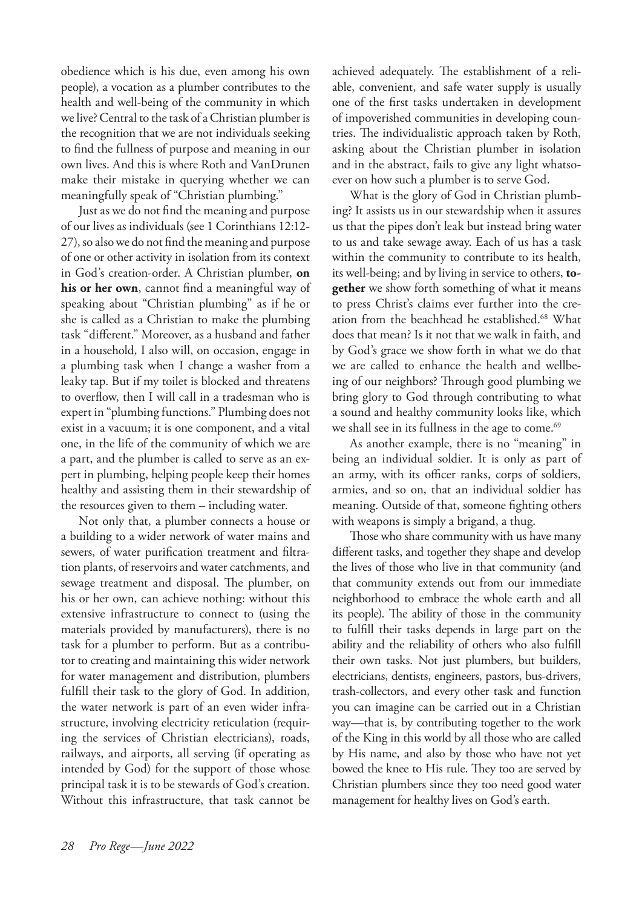obedience which is his due, even among his own people), a vocation as a plumber contributes to the health and well-being of the community in which we live? Central to the task of a Christian plumber is the recognition that we are not individuals seeking to find the fullness of purpose and meaning in our own lives. And this is where Roth and VanDrunen make their mistake in querying whether we can meaningfully speak of "Christian plumbing."

Just as we do not find the meaning and purpose of our lives as individuals (see 1 Corinthians 12:12-27), so also we do not find the meaning and purpose of one or other activity in isolation from its context in God's creation-order. A Christian plumber, **on his or her own**, cannot find a meaningful way of speaking about "Christian plumbing" as if he or she is called as a Christian to make the plumbing task "different." Moreover, as a husband and father in a household, I also will, on occasion, engage in a plumbing task when I change a washer from a leaky tap. But if my toilet is blocked and threatens to overflow, then I will call in a tradesman who is expert in "plumbing functions." Plumbing does not exist in a vacuum; it is one component, and a vital one, in the life of the community of which we are a part, and the plumber is called to serve as an expert in plumbing, helping people keep their homes healthy and assisting them in their stewardship of the resources given to them – including water.

Not only that, a plumber connects a house or a building to a wider network of water mains and sewers, of water purification treatment and filtration plants, of reservoirs and water catchments, and sewage treatment and disposal. The plumber, on his or her own, can achieve nothing: without this extensive infrastructure to connect to (using the materials provided by manufacturers), there is no task for a plumber to perform. But as a contributor to creating and maintaining this wider network for water management and distribution, plumbers fulfill their task to the glory of God. In addition, the water network is part of an even wider infrastructure, involving electricity reticulation (requiring the services of Christian electricians), roads, railways, and airports, all serving (if operating as intended by God) for the support of those whose principal task it is to be stewards of God's creation. Without this infrastructure, that task cannot be achieved adequately. The establishment of a reliable, convenient, and safe water supply is usually one of the first tasks undertaken in development of impoverished communities in developing countries. The individualistic approach taken by Roth, asking about the Christian plumber in isolation and in the abstract, fails to give any light whatsoever on how such a plumber is to serve God.

What is the glory of God in Christian plumbing? It assists us in our stewardship when it assures us that the pipes don't leak but instead bring water to us and take sewage away. Each of us has a task within the community to contribute to its health, its well-being; and by living in service to others, **together** we show forth something of what it means to press Christ's claims ever further into the creation from the beachhead he established.[68] What does that mean? Is it not that we walk in faith, and by God's grace we show forth in what we do that we are called to enhance the health and wellbeing of our neighbors? Through good plumbing we bring glory to God through contributing to what a sound and healthy community looks like, which we shall see in its fullness in the age to come.[69]

As another example, there is no "meaning" in being an individual soldier. It is only as part of an army, with its officer ranks, corps of soldiers, armies, and so on, that an individual soldier has meaning. Outside of that, someone fighting others with weapons is simply a brigand, a thug.

Those who share community with us have many different tasks, and together they shape and develop the lives of those who live in that community (and that community extends out from our immediate neighborhood to embrace the whole earth and all its people). The ability of those in the community to fulfill their tasks depends in large part on the ability and the reliability of others who also fulfill their own tasks. Not just plumbers, but builders, electricians, dentists, engineers, pastors, bus-drivers, trash-collectors, and every other task and function you can imagine can be carried out in a Christian way—that is, by contributing together to the work of the King in this world by all those who are called by His name, and also by those who have not yet bowed the knee to His rule. They too are served by Christian plumbers since they too need good water management for healthy lives on God's earth.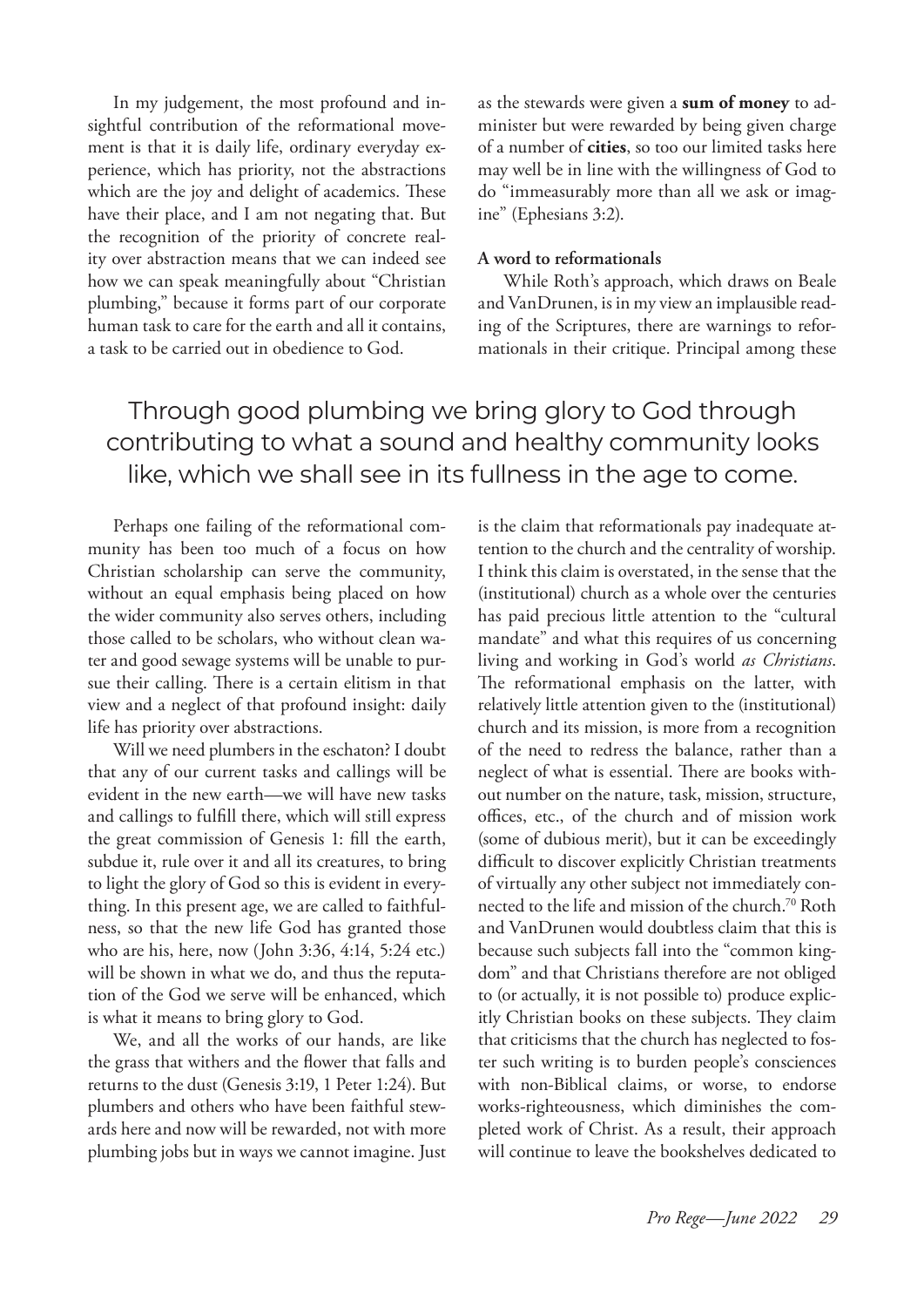In my judgement, the most profound and insightful contribution of the reformational movement is that it is daily life, ordinary everyday experience, which has priority, not the abstractions which are the joy and delight of academics. These have their place, and I am not negating that. But the recognition of the priority of concrete reality over abstraction means that we can indeed see how we can speak meaningfully about "Christian plumbing," because it forms part of our corporate human task to care for the earth and all it contains, a task to be carried out in obedience to God.

> Through good plumbing we bring glory to God through contributing to what a sound and healthy community looks like, which we shall see in its fullness in the age to come.

Perhaps one failing of the reformational community has been too much of a focus on how Christian scholarship can serve the community, without an equal emphasis being placed on how the wider community also serves others, including those called to be scholars, who without clean water and good sewage systems will be unable to pursue their calling. There is a certain elitism in that view and a neglect of that profound insight: daily life has priority over abstractions.

Will we need plumbers in the eschaton? I doubt that any of our current tasks and callings will be evident in the new earth—we will have new tasks and callings to fulfill there, which will still express the great commission of Genesis 1: fill the earth, subdue it, rule over it and all its creatures, to bring to light the glory of God so this is evident in everything. In this present age, we are called to faithfulness, so that the new life God has granted those who are his, here, now (John 3:36, 4:14, 5:24 etc.) will be shown in what we do, and thus the reputation of the God we serve will be enhanced, which is what it means to bring glory to God.

We, and all the works of our hands, are like the grass that withers and the flower that falls and returns to the dust (Genesis 3:19, 1 Peter 1:24). But plumbers and others who have been faithful stewards here and now will be rewarded, not with more plumbing jobs but in ways we cannot imagine. Just as the stewards were given a **sum of money** to administer but were rewarded by being given charge of a number of **cities**, so too our limited tasks here may well be in line with the willingness of God to do "immeasurably more than all we ask or imagine" (Ephesians 3:2).

**A word to reformationals**

While Roth's approach, which draws on Beale and VanDrunen, is in my view an implausible reading of the Scriptures, there are warnings to reformationals in their critique. Principal among these is the claim that reformationals pay inadequate attention to the church and the centrality of worship. I think this claim is overstated, in the sense that the (institutional) church as a whole over the centuries has paid precious little attention to the "cultural mandate" and what this requires of us concerning living and working in God's world *as Christians*. The reformational emphasis on the latter, with relatively little attention given to the (institutional) church and its mission, is more from a recognition of the need to redress the balance, rather than a neglect of what is essential. There are books without number on the nature, task, mission, structure, offices, etc., of the church and of mission work (some of dubious merit), but it can be exceedingly difficult to discover explicitly Christian treatments of virtually any other subject not immediately connected to the life and mission of the church.[70] Roth and VanDrunen would doubtless claim that this is because such subjects fall into the "common kingdom" and that Christians therefore are not obliged to (or actually, it is not possible to) produce explicitly Christian books on these subjects. They claim that criticisms that the church has neglected to foster such writing is to burden people's consciences with non-Biblical claims, or worse, to endorse works-righteousness, which diminishes the completed work of Christ. As a result, their approach will continue to leave the bookshelves dedicated to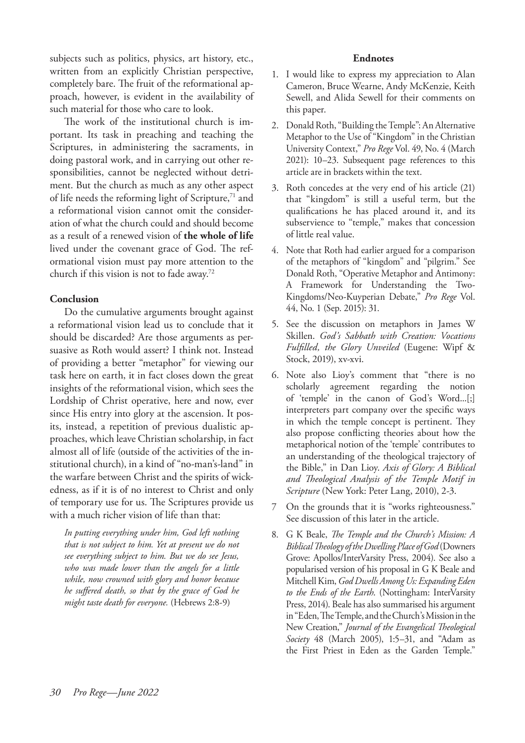subjects such as politics, physics, art history, etc., written from an explicitly Christian perspective, completely bare. The fruit of the reformational approach, however, is evident in the availability of such material for those who care to look.

The work of the institutional church is important. Its task in preaching and teaching the Scriptures, in administering the sacraments, in doing pastoral work, and in carrying out other responsibilities, cannot be neglected without detriment. But the church as much as any other aspect of life needs the reforming light of Scripture,[71] and a reformational vision cannot omit the consideration of what the church could and should become as a result of a renewed vision of **the whole of life** lived under the covenant grace of God. The reformational vision must pay more attention to the church if this vision is not to fade away.[72]

## Conclusion

Do the cumulative arguments brought against a reformational vision lead us to conclude that it should be discarded? Are those arguments as persuasive as Roth would assert? I think not. Instead of providing a better "metaphor" for viewing our task here on earth, it in fact closes down the great insights of the reformational vision, which sees the Lordship of Christ operative, here and now, ever since His entry into glory at the ascension. It posits, instead, a repetition of previous dualistic approaches, which leave Christian scholarship, in fact almost all of life (outside of the activities of the institutional church), in a kind of "no-man's-land" in the warfare between Christ and the spirits of wickedness, as if it is of no interest to Christ and only of temporary use for us. The Scriptures provide us with a much richer vision of life than that:

> *In putting everything under him, God left nothing that is not subject to him. Yet at present we do not see everything subject to him. But we do see Jesus, who was made lower than the angels for a little while, now crowned with glory and honor because he suffered death, so that by the grace of God he might taste death for everyone.* (Hebrews 2:8-9)

## Endnotes

1. I would like to express my appreciation to Alan Cameron, Bruce Wearne, Andy McKenzie, Keith Sewell, and Alida Sewell for their comments on this paper.
2. Donald Roth, "Building the Temple": An Alternative Metaphor to the Use of "Kingdom" in the Christian University Context," *Pro Rege* Vol. 49, No. 4 (March 2021): 10–23. Subsequent page references to this article are in brackets within the text.
3. Roth concedes at the very end of his article (21) that "kingdom" is still a useful term, but the qualifications he has placed around it, and its subservience to "temple," makes that concession of little real value.
4. Note that Roth had earlier argued for a comparison of the metaphors of "kingdom" and "pilgrim." See Donald Roth, "Operative Metaphor and Antimony: A Framework for Understanding the Two-Kingdoms/Neo-Kuyperian Debate," *Pro Rege* Vol. 44, No. 1 (Sep. 2015): 31.
5. See the discussion on metaphors in James W Skillen. *God's Sabbath with Creation: Vocations Fulfilled, the Glory Unveiled* (Eugene: Wipf & Stock, 2019), xv-xvi.
6. Note also Lioy's comment that "there is no scholarly agreement regarding the notion of 'temple' in the canon of God's Word...[;] interpreters part company over the specific ways in which the temple concept is pertinent. They also propose conflicting theories about how the metaphorical notion of the 'temple' contributes to an understanding of the theological trajectory of the Bible," in Dan Lioy. *Axis of Glory: A Biblical and Theological Analysis of the Temple Motif in Scripture* (New York: Peter Lang, 2010), 2-3.
7. On the grounds that it is "works righteousness." See discussion of this later in the article.
8. G K Beale, *The Temple and the Church's Mission: A Biblical Theology of the Dwelling Place of God* (Downers Grove: Apollos/InterVarsity Press, 2004). See also a popularised version of his proposal in G K Beale and Mitchell Kim, *God Dwells Among Us: Expanding Eden to the Ends of the Earth.* (Nottingham: InterVarsity Press, 2014). Beale has also summarised his argument in "Eden, The Temple, and the Church's Mission in the New Creation," *Journal of the Evangelical Theological Society* 48 (March 2005), 1:5–31, and "Adam as the First Priest in Eden as the Garden Temple."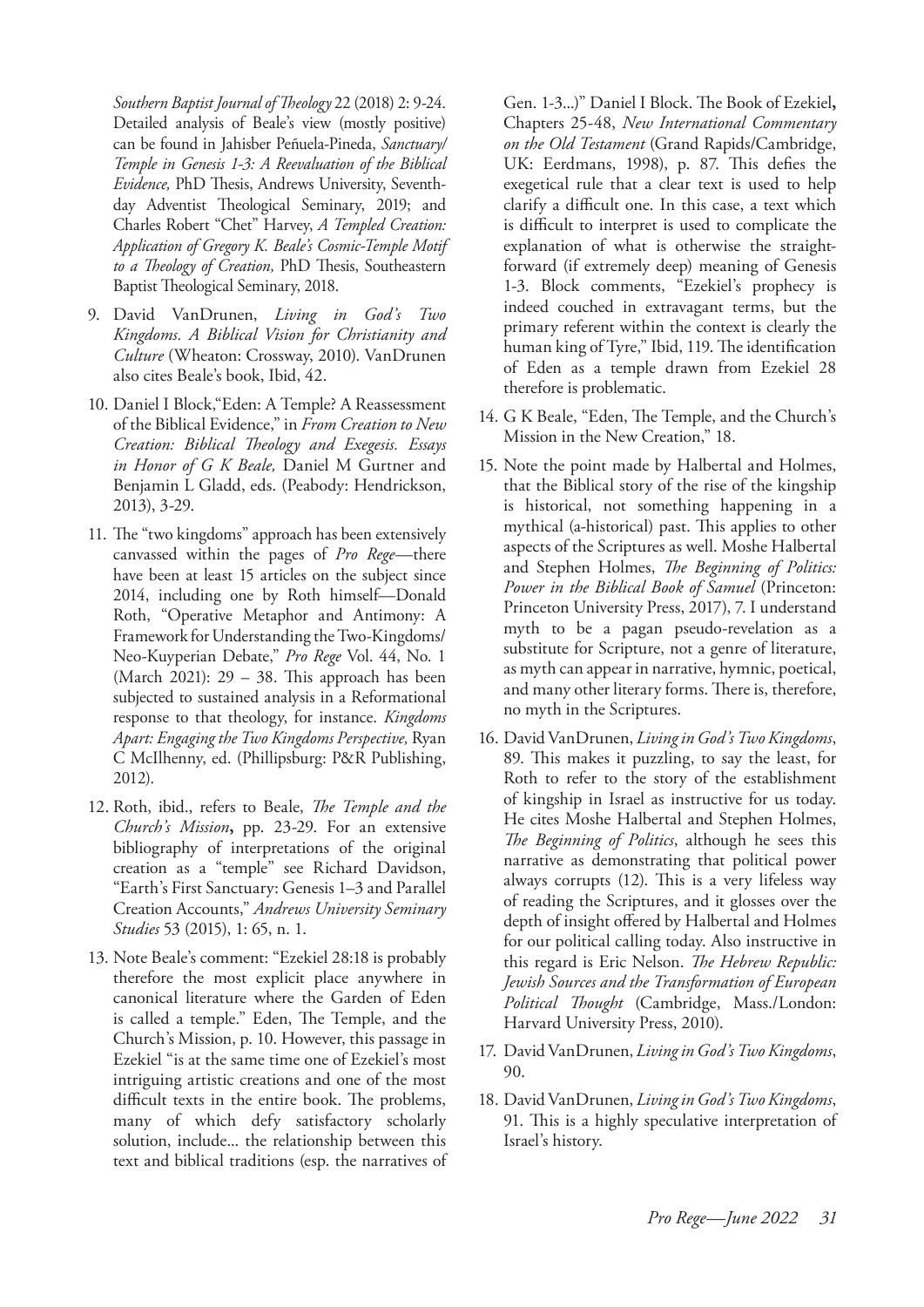*Southern Baptist Journal of Theology* 22 (2018) 2: 9-24. Detailed analysis of Beale's view (mostly positive) can be found in Jahisber Peñuela-Pineda, *Sanctuary/Temple in Genesis 1-3: A Reevaluation of the Biblical Evidence,* PhD Thesis, Andrews University, Seventh-day Adventist Theological Seminary, 2019; and Charles Robert "Chet" Harvey, *A Templed Creation: Application of Gregory K. Beale's Cosmic-Temple Motif to a Theology of Creation,* PhD Thesis, Southeastern Baptist Theological Seminary, 2018.

9. David VanDrunen, *Living in God's Two Kingdoms. A Biblical Vision for Christianity and Culture* (Wheaton: Crossway, 2010). VanDrunen also cites Beale's book, Ibid, 42.

10. Daniel I Block,"Eden: A Temple? A Reassessment of the Biblical Evidence," in *From Creation to New Creation: Biblical Theology and Exegesis. Essays in Honor of G K Beale,* Daniel M Gurtner and Benjamin L Gladd, eds. (Peabody: Hendrickson, 2013), 3-29.

11. The "two kingdoms" approach has been extensively canvassed within the pages of *Pro Rege*—there have been at least 15 articles on the subject since 2014, including one by Roth himself—Donald Roth, "Operative Metaphor and Antimony: A Framework for Understanding the Two-Kingdoms/Neo-Kuyperian Debate," *Pro Rege* Vol. 44, No. 1 (March 2021): 29 – 38. This approach has been subjected to sustained analysis in a Reformational response to that theology, for instance. *Kingdoms Apart: Engaging the Two Kingdoms Perspective,* Ryan C McIlhenny, ed. (Phillipsburg: P&R Publishing, 2012).

12. Roth, ibid., refers to Beale, *The Temple and the Church's Mission*, pp. 23-29. For an extensive bibliography of interpretations of the original creation as a "temple" see Richard Davidson, "Earth's First Sanctuary: Genesis 1–3 and Parallel Creation Accounts," *Andrews University Seminary Studies* 53 (2015), 1: 65, n. 1.

13. Note Beale's comment: "Ezekiel 28:18 is probably therefore the most explicit place anywhere in canonical literature where the Garden of Eden is called a temple." Eden, The Temple, and the Church's Mission, p. 10. However, this passage in Ezekiel "is at the same time one of Ezekiel's most intriguing artistic creations and one of the most difficult texts in the entire book. The problems, many of which defy satisfactory scholarly solution, include... the relationship between this text and biblical traditions (esp. the narratives of Gen. 1-3...)" Daniel I Block. The Book of Ezekiel**,** Chapters 25-48, *New International Commentary on the Old Testament* (Grand Rapids/Cambridge, UK: Eerdmans, 1998), p. 87. This defies the exegetical rule that a clear text is used to help clarify a difficult one. In this case, a text which is difficult to interpret is used to complicate the explanation of what is otherwise the straight-forward (if extremely deep) meaning of Genesis 1-3. Block comments, "Ezekiel's prophecy is indeed couched in extravagant terms, but the primary referent within the context is clearly the human king of Tyre," Ibid, 119. The identification of Eden as a temple drawn from Ezekiel 28 therefore is problematic.

14. G K Beale, "Eden, The Temple, and the Church's Mission in the New Creation," 18.

15. Note the point made by Halbertal and Holmes, that the Biblical story of the rise of the kingship is historical, not something happening in a mythical (a-historical) past. This applies to other aspects of the Scriptures as well. Moshe Halbertal and Stephen Holmes, *The Beginning of Politics: Power in the Biblical Book of Samuel* (Princeton: Princeton University Press, 2017), 7. I understand myth to be a pagan pseudo-revelation as a substitute for Scripture, not a genre of literature, as myth can appear in narrative, hymnic, poetical, and many other literary forms. There is, therefore, no myth in the Scriptures.

16. David VanDrunen, *Living in God's Two Kingdoms*, 89. This makes it puzzling, to say the least, for Roth to refer to the story of the establishment of kingship in Israel as instructive for us today. He cites Moshe Halbertal and Stephen Holmes, *The Beginning of Politics*, although he sees this narrative as demonstrating that political power always corrupts (12). This is a very lifeless way of reading the Scriptures, and it glosses over the depth of insight offered by Halbertal and Holmes for our political calling today. Also instructive in this regard is Eric Nelson. *The Hebrew Republic: Jewish Sources and the Transformation of European Political Thought* (Cambridge, Mass./London: Harvard University Press, 2010).

17. David VanDrunen, *Living in God's Two Kingdoms*, 90.

18. David VanDrunen, *Living in God's Two Kingdoms*, 91. This is a highly speculative interpretation of Israel's history.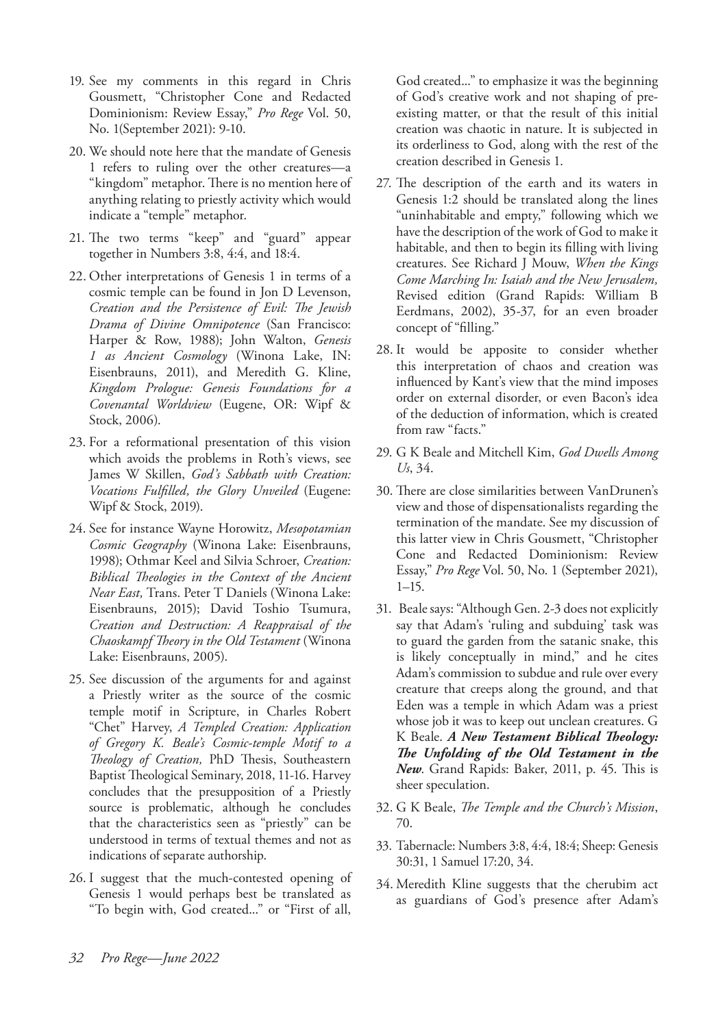19. See my comments in this regard in Chris Gousmett, "Christopher Cone and Redacted Dominionism: Review Essay," *Pro Rege* Vol. 50, No. 1(September 2021): 9-10.

20. We should note here that the mandate of Genesis 1 refers to ruling over the other creatures—a "kingdom" metaphor. There is no mention here of anything relating to priestly activity which would indicate a "temple" metaphor.

21. The two terms "keep" and "guard" appear together in Numbers 3:8, 4:4, and 18:4.

22. Other interpretations of Genesis 1 in terms of a cosmic temple can be found in Jon D Levenson, *Creation and the Persistence of Evil: The Jewish Drama of Divine Omnipotence* (San Francisco: Harper & Row, 1988); John Walton, *Genesis 1 as Ancient Cosmology* (Winona Lake, IN: Eisenbrauns, 2011), and Meredith G. Kline, *Kingdom Prologue: Genesis Foundations for a Covenantal Worldview* (Eugene, OR: Wipf & Stock, 2006).

23. For a reformational presentation of this vision which avoids the problems in Roth's views, see James W Skillen, *God's Sabbath with Creation: Vocations Fulfilled, the Glory Unveiled* (Eugene: Wipf & Stock, 2019).

24. See for instance Wayne Horowitz, *Mesopotamian Cosmic Geography* (Winona Lake: Eisenbrauns, 1998); Othmar Keel and Silvia Schroer, *Creation: Biblical Theologies in the Context of the Ancient Near East,* Trans. Peter T Daniels (Winona Lake: Eisenbrauns, 2015); David Toshio Tsumura, *Creation and Destruction: A Reappraisal of the Chaoskampf Theory in the Old Testament* (Winona Lake: Eisenbrauns, 2005).

25. See discussion of the arguments for and against a Priestly writer as the source of the cosmic temple motif in Scripture, in Charles Robert "Chet" Harvey, *A Templed Creation: Application of Gregory K. Beale's Cosmic-temple Motif to a Theology of Creation,* PhD Thesis, Southeastern Baptist Theological Seminary, 2018, 11-16. Harvey concludes that the presupposition of a Priestly source is problematic, although he concludes that the characteristics seen as "priestly" can be understood in terms of textual themes and not as indications of separate authorship.

26. I suggest that the much-contested opening of Genesis 1 would perhaps best be translated as "To begin with, God created..." or "First of all, God created..." to emphasize it was the beginning of God's creative work and not shaping of pre-existing matter, or that the result of this initial creation was chaotic in nature. It is subjected in its orderliness to God, along with the rest of the creation described in Genesis 1.

27. The description of the earth and its waters in Genesis 1:2 should be translated along the lines "uninhabitable and empty," following which we have the description of the work of God to make it habitable, and then to begin its filling with living creatures. See Richard J Mouw, *When the Kings Come Marching In: Isaiah and the New Jerusalem,* Revised edition (Grand Rapids: William B Eerdmans, 2002), 35-37, for an even broader concept of "filling."

28. It would be apposite to consider whether this interpretation of chaos and creation was influenced by Kant's view that the mind imposes order on external disorder, or even Bacon's idea of the deduction of information, which is created from raw "facts."

29. G K Beale and Mitchell Kim, *God Dwells Among Us*, 34.

30. There are close similarities between VanDrunen's view and those of dispensationalists regarding the termination of the mandate. See my discussion of this latter view in Chris Gousmett, "Christopher Cone and Redacted Dominionism: Review Essay," *Pro Rege* Vol. 50, No. 1 (September 2021), 1–15.

31. Beale says: "Although Gen. 2-3 does not explicitly say that Adam's 'ruling and subduing' task was to guard the garden from the satanic snake, this is likely conceptually in mind," and he cites Adam's commission to subdue and rule over every creature that creeps along the ground, and that Eden was a temple in which Adam was a priest whose job it was to keep out unclean creatures. G K Beale. ***A New Testament Biblical Theology: The Unfolding of the Old Testament in the New***. Grand Rapids: Baker, 2011, p. 45. This is sheer speculation.

32. G K Beale, *The Temple and the Church's Mission*, 70.

33. Tabernacle: Numbers 3:8, 4:4, 18:4; Sheep: Genesis 30:31, 1 Samuel 17:20, 34.

34. Meredith Kline suggests that the cherubim act as guardians of God's presence after Adam's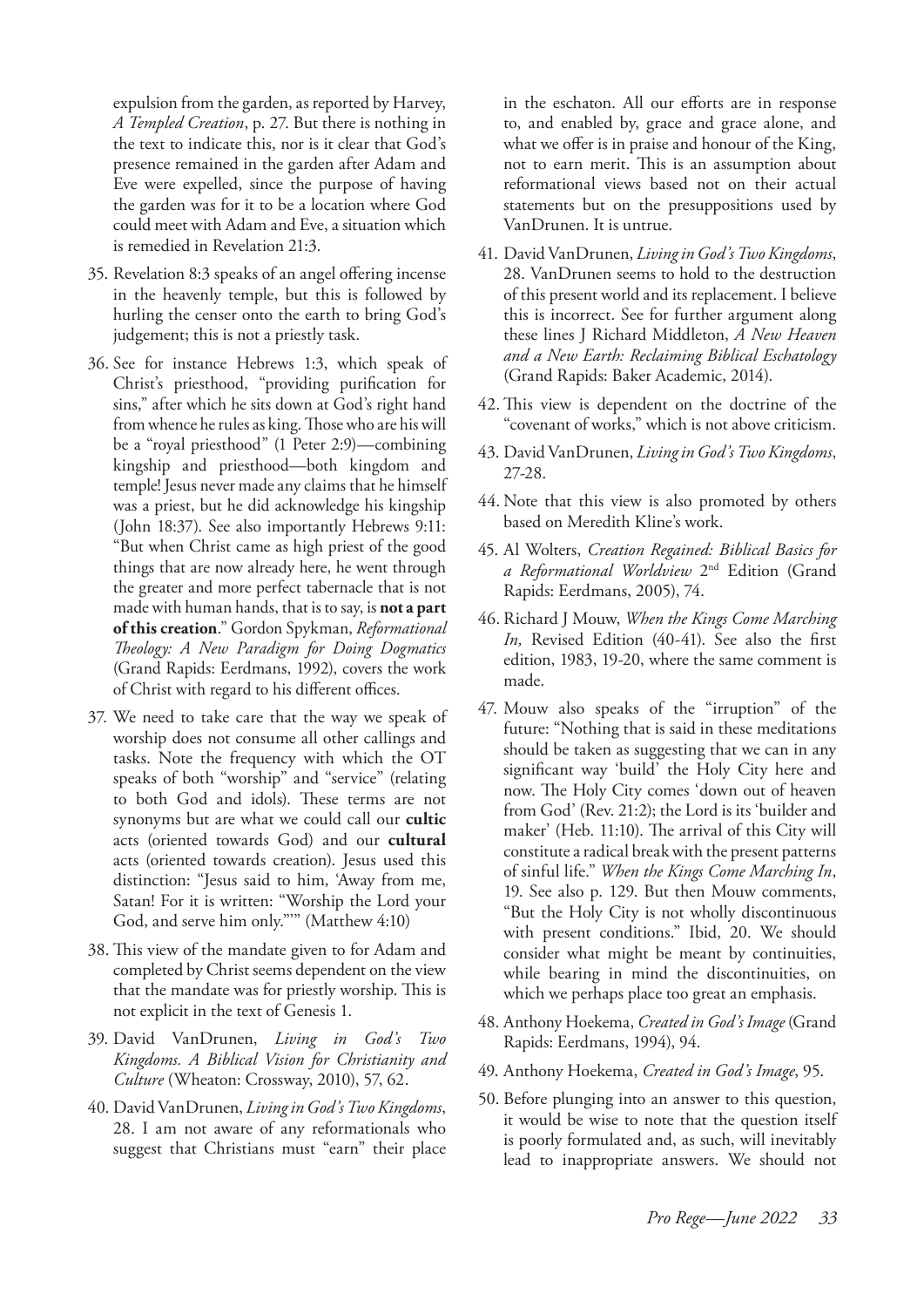expulsion from the garden, as reported by Harvey, *A Templed Creation*, p. 27. But there is nothing in the text to indicate this, nor is it clear that God's presence remained in the garden after Adam and Eve were expelled, since the purpose of having the garden was for it to be a location where God could meet with Adam and Eve, a situation which is remedied in Revelation 21:3.

35. Revelation 8:3 speaks of an angel offering incense in the heavenly temple, but this is followed by hurling the censer onto the earth to bring God's judgement; this is not a priestly task.

36. See for instance Hebrews 1:3, which speak of Christ's priesthood, "providing purification for sins," after which he sits down at God's right hand from whence he rules as king. Those who are his will be a "royal priesthood" (1 Peter 2:9)—combining kingship and priesthood—both kingdom and temple! Jesus never made any claims that he himself was a priest, but he did acknowledge his kingship (John 18:37). See also importantly Hebrews 9:11: "But when Christ came as high priest of the good things that are now already here, he went through the greater and more perfect tabernacle that is not made with human hands, that is to say, is **not a part of this creation**." Gordon Spykman, *Reformational Theology: A New Paradigm for Doing Dogmatics* (Grand Rapids: Eerdmans, 1992), covers the work of Christ with regard to his different offices.

37. We need to take care that the way we speak of worship does not consume all other callings and tasks. Note the frequency with which the OT speaks of both "worship" and "service" (relating to both God and idols). These terms are not synonyms but are what we could call our **cultic** acts (oriented towards God) and our **cultural** acts (oriented towards creation). Jesus used this distinction: "Jesus said to him, 'Away from me, Satan! For it is written: "Worship the Lord your God, and serve him only."'" (Matthew 4:10)

38. This view of the mandate given to for Adam and completed by Christ seems dependent on the view that the mandate was for priestly worship. This is not explicit in the text of Genesis 1.

39. David VanDrunen, *Living in God's Two Kingdoms. A Biblical Vision for Christianity and Culture* (Wheaton: Crossway, 2010), 57, 62.

40. David VanDrunen, *Living in God's Two Kingdoms*, 28. I am not aware of any reformationals who suggest that Christians must "earn" their place in the eschaton. All our efforts are in response to, and enabled by, grace and grace alone, and what we offer is in praise and honour of the King, not to earn merit. This is an assumption about reformational views based not on their actual statements but on the presuppositions used by VanDrunen. It is untrue.

41. David VanDrunen, *Living in God's Two Kingdoms*, 28. VanDrunen seems to hold to the destruction of this present world and its replacement. I believe this is incorrect. See for further argument along these lines J Richard Middleton, *A New Heaven and a New Earth: Reclaiming Biblical Eschatology* (Grand Rapids: Baker Academic, 2014).

42. This view is dependent on the doctrine of the "covenant of works," which is not above criticism.

43. David VanDrunen, *Living in God's Two Kingdoms*, 27-28.

44. Note that this view is also promoted by others based on Meredith Kline's work.

45. Al Wolters, *Creation Regained: Biblical Basics for a Reformational Worldview* 2nd Edition (Grand Rapids: Eerdmans, 2005), 74.

46. Richard J Mouw, *When the Kings Come Marching In,* Revised Edition (40-41). See also the first edition, 1983, 19-20, where the same comment is made.

47. Mouw also speaks of the "irruption" of the future: "Nothing that is said in these meditations should be taken as suggesting that we can in any significant way 'build' the Holy City here and now. The Holy City comes 'down out of heaven from God' (Rev. 21:2); the Lord is its 'builder and maker' (Heb. 11:10). The arrival of this City will constitute a radical break with the present patterns of sinful life." *When the Kings Come Marching In*, 19. See also p. 129. But then Mouw comments, "But the Holy City is not wholly discontinuous with present conditions." Ibid, 20. We should consider what might be meant by continuities, while bearing in mind the discontinuities, on which we perhaps place too great an emphasis.

48. Anthony Hoekema, *Created in God's Image* (Grand Rapids: Eerdmans, 1994), 94.

49. Anthony Hoekema, *Created in God's Image*, 95.

50. Before plunging into an answer to this question, it would be wise to note that the question itself is poorly formulated and, as such, will inevitably lead to inappropriate answers. We should not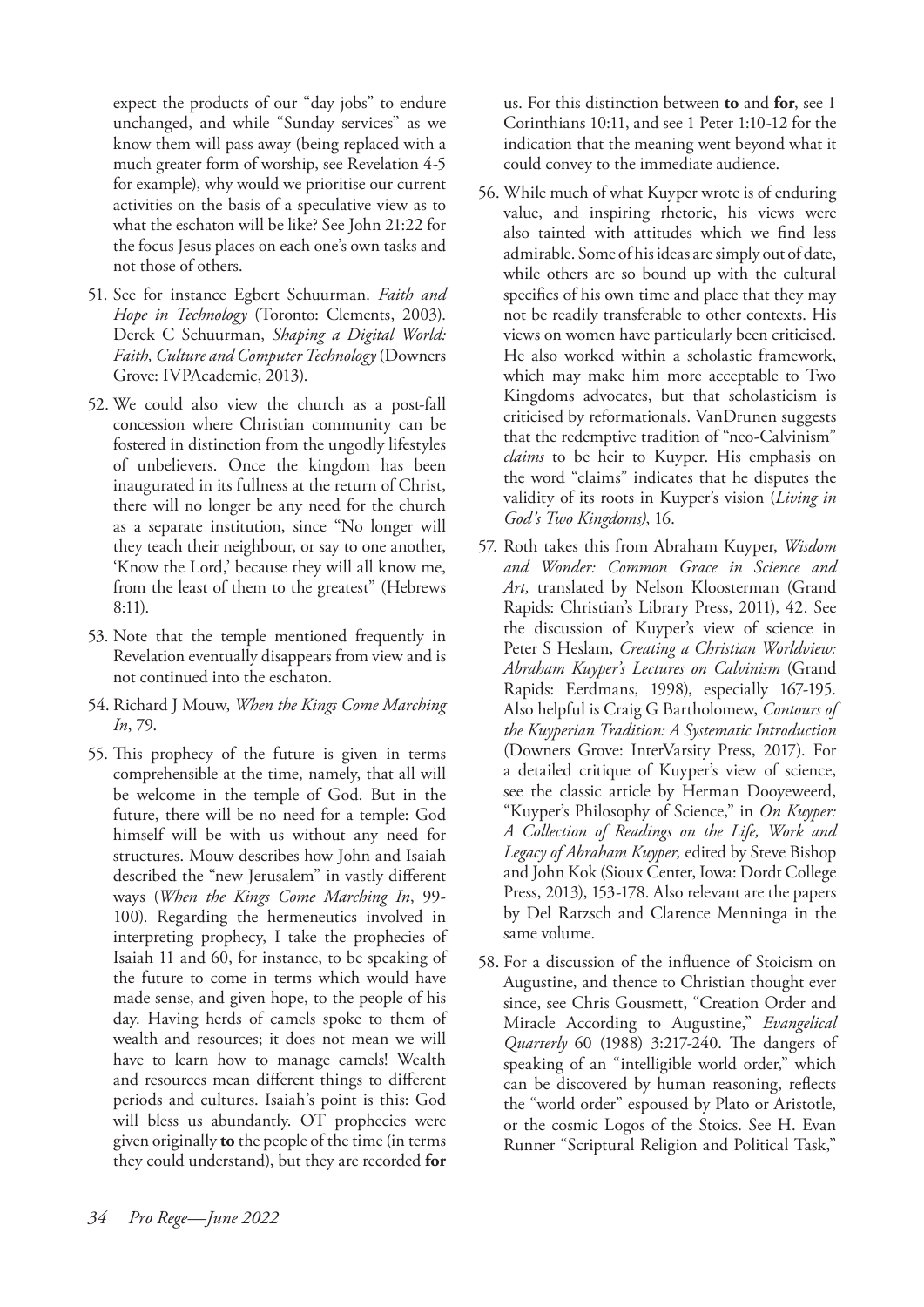expect the products of our "day jobs" to endure unchanged, and while "Sunday services" as we know them will pass away (being replaced with a much greater form of worship, see Revelation 4-5 for example), why would we prioritise our current activities on the basis of a speculative view as to what the eschaton will be like? See John 21:22 for the focus Jesus places on each one's own tasks and not those of others.

51. See for instance Egbert Schuurman. *Faith and Hope in Technology* (Toronto: Clements, 2003). Derek C Schuurman, *Shaping a Digital World: Faith, Culture and Computer Technology* (Downers Grove: IVPAcademic, 2013).

52. We could also view the church as a post-fall concession where Christian community can be fostered in distinction from the ungodly lifestyles of unbelievers. Once the kingdom has been inaugurated in its fullness at the return of Christ, there will no longer be any need for the church as a separate institution, since "No longer will they teach their neighbour, or say to one another, 'Know the Lord,' because they will all know me, from the least of them to the greatest" (Hebrews 8:11).

53. Note that the temple mentioned frequently in Revelation eventually disappears from view and is not continued into the eschaton.

54. Richard J Mouw, *When the Kings Come Marching In*, 79.

55. This prophecy of the future is given in terms comprehensible at the time, namely, that all will be welcome in the temple of God. But in the future, there will be no need for a temple: God himself will be with us without any need for structures. Mouw describes how John and Isaiah described the "new Jerusalem" in vastly different ways (*When the Kings Come Marching In*, 99-100). Regarding the hermeneutics involved in interpreting prophecy, I take the prophecies of Isaiah 11 and 60, for instance, to be speaking of the future to come in terms which would have made sense, and given hope, to the people of his day. Having herds of camels spoke to them of wealth and resources; it does not mean we will have to learn how to manage camels! Wealth and resources mean different things to different periods and cultures. Isaiah's point is this: God will bless us abundantly. OT prophecies were given originally **to** the people of the time (in terms they could understand), but they are recorded **for** us. For this distinction between **to** and **for**, see 1 Corinthians 10:11, and see 1 Peter 1:10-12 for the indication that the meaning went beyond what it could convey to the immediate audience.

56. While much of what Kuyper wrote is of enduring value, and inspiring rhetoric, his views were also tainted with attitudes which we find less admirable. Some of his ideas are simply out of date, while others are so bound up with the cultural specifics of his own time and place that they may not be readily transferable to other contexts. His views on women have particularly been criticised. He also worked within a scholastic framework, which may make him more acceptable to Two Kingdoms advocates, but that scholasticism is criticised by reformationals. VanDrunen suggests that the redemptive tradition of "neo-Calvinism" *claims* to be heir to Kuyper. His emphasis on the word "claims" indicates that he disputes the validity of its roots in Kuyper's vision (*Living in God's Two Kingdoms)*, 16.

57. Roth takes this from Abraham Kuyper, *Wisdom and Wonder: Common Grace in Science and Art,* translated by Nelson Kloosterman (Grand Rapids: Christian's Library Press, 2011), 42. See the discussion of Kuyper's view of science in Peter S Heslam, *Creating a Christian Worldview: Abraham Kuyper's Lectures on Calvinism* (Grand Rapids: Eerdmans, 1998), especially 167-195. Also helpful is Craig G Bartholomew, *Contours of the Kuyperian Tradition: A Systematic Introduction* (Downers Grove: InterVarsity Press, 2017). For a detailed critique of Kuyper's view of science, see the classic article by Herman Dooyeweerd, "Kuyper's Philosophy of Science," in *On Kuyper: A Collection of Readings on the Life, Work and Legacy of Abraham Kuyper,* edited by Steve Bishop and John Kok (Sioux Center, Iowa: Dordt College Press, 2013), 153-178. Also relevant are the papers by Del Ratzsch and Clarence Menninga in the same volume.

58. For a discussion of the influence of Stoicism on Augustine, and thence to Christian thought ever since, see Chris Gousmett, "Creation Order and Miracle According to Augustine," *Evangelical Quarterly* 60 (1988) 3:217-240. The dangers of speaking of an "intelligible world order," which can be discovered by human reasoning, reflects the "world order" espoused by Plato or Aristotle, or the cosmic Logos of the Stoics. See H. Evan Runner "Scriptural Religion and Political Task,"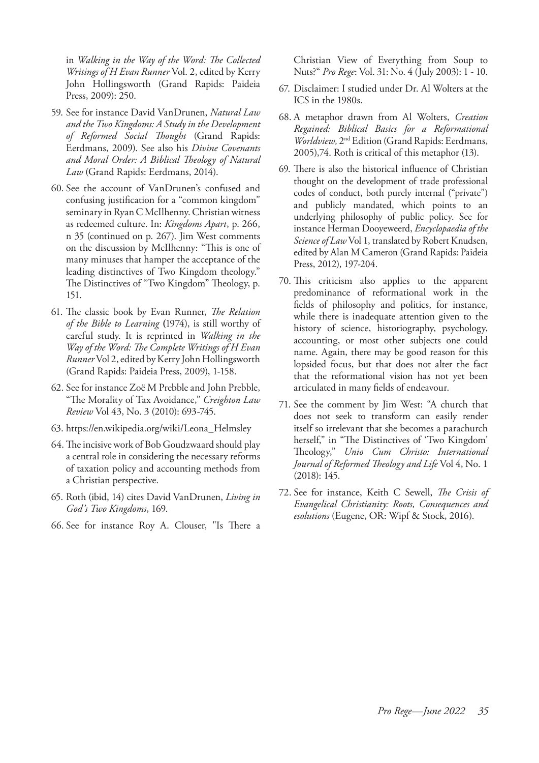in *Walking in the Way of the Word: The Collected Writings of H Evan Runner* Vol. 2, edited by Kerry John Hollingsworth (Grand Rapids: Paideia Press, 2009): 250.

59. See for instance David VanDrunen, *Natural Law and the Two Kingdoms: A Study in the Development of Reformed Social Thought* (Grand Rapids: Eerdmans, 2009). See also his *Divine Covenants and Moral Order: A Biblical Theology of Natural Law* (Grand Rapids: Eerdmans, 2014).

60. See the account of VanDrunen's confused and confusing justification for a "common kingdom" seminary in Ryan C McIlhenny. Christian witness as redeemed culture. In: *Kingdoms Apart*, p. 266, n 35 (continued on p. 267). Jim West comments on the discussion by McIlhenny: "This is one of many minuses that hamper the acceptance of the leading distinctives of Two Kingdom theology." The Distinctives of "Two Kingdom" Theology, p. 151.

61. The classic book by Evan Runner, *The Relation of the Bible to Learning* (1974), is still worthy of careful study. It is reprinted in *Walking in the Way of the Word: The Complete Writings of H Evan Runner* Vol 2, edited by Kerry John Hollingsworth (Grand Rapids: Paideia Press, 2009), 1-158.

62. See for instance Zoë M Prebble and John Prebble, "The Morality of Tax Avoidance," *Creighton Law Review* Vol 43, No. 3 (2010): 693-745.

63. https://en.wikipedia.org/wiki/Leona_Helmsley

64. The incisive work of Bob Goudzwaard should play a central role in considering the necessary reforms of taxation policy and accounting methods from a Christian perspective.

65. Roth (ibid, 14) cites David VanDrunen, *Living in God's Two Kingdoms*, 169.

66. See for instance Roy A. Clouser, "Is There a Christian View of Everything from Soup to Nuts?" *Pro Rege*: Vol. 31: No. 4 (July 2003): 1 - 10.

67. Disclaimer: I studied under Dr. Al Wolters at the ICS in the 1980s.

68. A metaphor drawn from Al Wolters, *Creation Regained: Biblical Basics for a Reformational Worldview,* 2nd Edition (Grand Rapids: Eerdmans, 2005),74. Roth is critical of this metaphor (13).

69. There is also the historical influence of Christian thought on the development of trade professional codes of conduct, both purely internal ("private") and publicly mandated, which points to an underlying philosophy of public policy. See for instance Herman Dooyeweerd, *Encyclopaedia of the Science of Law* Vol 1, translated by Robert Knudsen, edited by Alan M Cameron (Grand Rapids: Paideia Press, 2012), 197-204.

70. This criticism also applies to the apparent predominance of reformational work in the fields of philosophy and politics, for instance, while there is inadequate attention given to the history of science, historiography, psychology, accounting, or most other subjects one could name. Again, there may be good reason for this lopsided focus, but that does not alter the fact that the reformational vision has not yet been articulated in many fields of endeavour.

71. See the comment by Jim West: "A church that does not seek to transform can easily render itself so irrelevant that she becomes a parachurch herself," in "The Distinctives of 'Two Kingdom' Theology," *Unio Cum Christo: International Journal of Reformed Theology and Life* Vol 4, No. 1 (2018): 145.

72. See for instance, Keith C Sewell, *The Crisis of Evangelical Christianity: Roots, Consequences and esolutions* (Eugene, OR: Wipf & Stock, 2016).